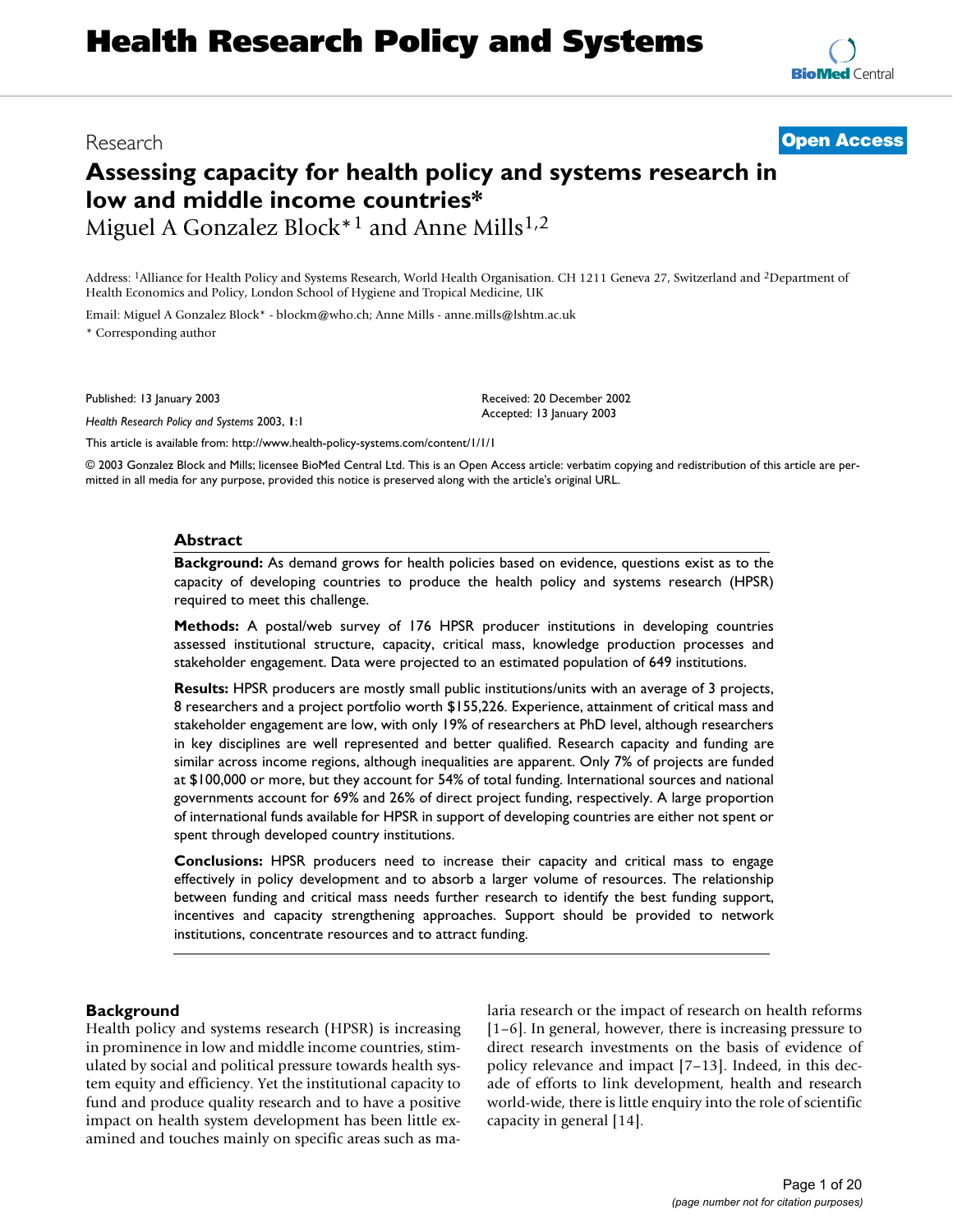Research

**Open Access**

# Assessing capacity for health policy and systems research in low and middle income countries*

Miguel A Gonzalez Block*[1] and Anne Mills[1,2]

Address: [1]Alliance for Health Policy and Systems Research, World Health Organisation. CH 1211 Geneva 27, Switzerland and [2]Department of Health Economics and Policy, London School of Hygiene and Tropical Medicine, UK

Email: Miguel A Gonzalez Block* - blockm@who.ch; Anne Mills - anne.mills@lshtm.ac.uk

* Corresponding author

Published: 13 January 2003

*Health Research Policy and Systems* 2003, **1**:1

Received: 20 December 2002
Accepted: 13 January 2003

This article is available from: http://www.health-policy-systems.com/content/1/1/1

© 2003 Gonzalez Block and Mills; licensee BioMed Central Ltd. This is an Open Access article: verbatim copying and redistribution of this article are permitted in all media for any purpose, provided this notice is preserved along with the article's original URL.

## Abstract

**Background:** As demand grows for health policies based on evidence, questions exist as to the capacity of developing countries to produce the health policy and systems research (HPSR) required to meet this challenge.

**Methods:** A postal/web survey of 176 HPSR producer institutions in developing countries assessed institutional structure, capacity, critical mass, knowledge production processes and stakeholder engagement. Data were projected to an estimated population of 649 institutions.

**Results:** HPSR producers are mostly small public institutions/units with an average of 3 projects, 8 researchers and a project portfolio worth $155,226. Experience, attainment of critical mass and stakeholder engagement are low, with only 19% of researchers at PhD level, although researchers in key disciplines are well represented and better qualified. Research capacity and funding are similar across income regions, although inequalities are apparent. Only 7% of projects are funded at $100,000 or more, but they account for 54% of total funding. International sources and national governments account for 69% and 26% of direct project funding, respectively. A large proportion of international funds available for HPSR in support of developing countries are either not spent or spent through developed country institutions.

**Conclusions:** HPSR producers need to increase their capacity and critical mass to engage effectively in policy development and to absorb a larger volume of resources. The relationship between funding and critical mass needs further research to identify the best funding support, incentives and capacity strengthening approaches. Support should be provided to network institutions, concentrate resources and to attract funding.

## Background

Health policy and systems research (HPSR) is increasing in prominence in low and middle income countries, stimulated by social and political pressure towards health system equity and efficiency. Yet the institutional capacity to fund and produce quality research and to have a positive impact on health system development has been little examined and touches mainly on specific areas such as malaria research or the impact of research on health reforms [1–6]. In general, however, there is increasing pressure to direct research investments on the basis of evidence of policy relevance and impact [7–13]. Indeed, in this decade of efforts to link development, health and research world-wide, there is little enquiry into the role of scientific capacity in general [14].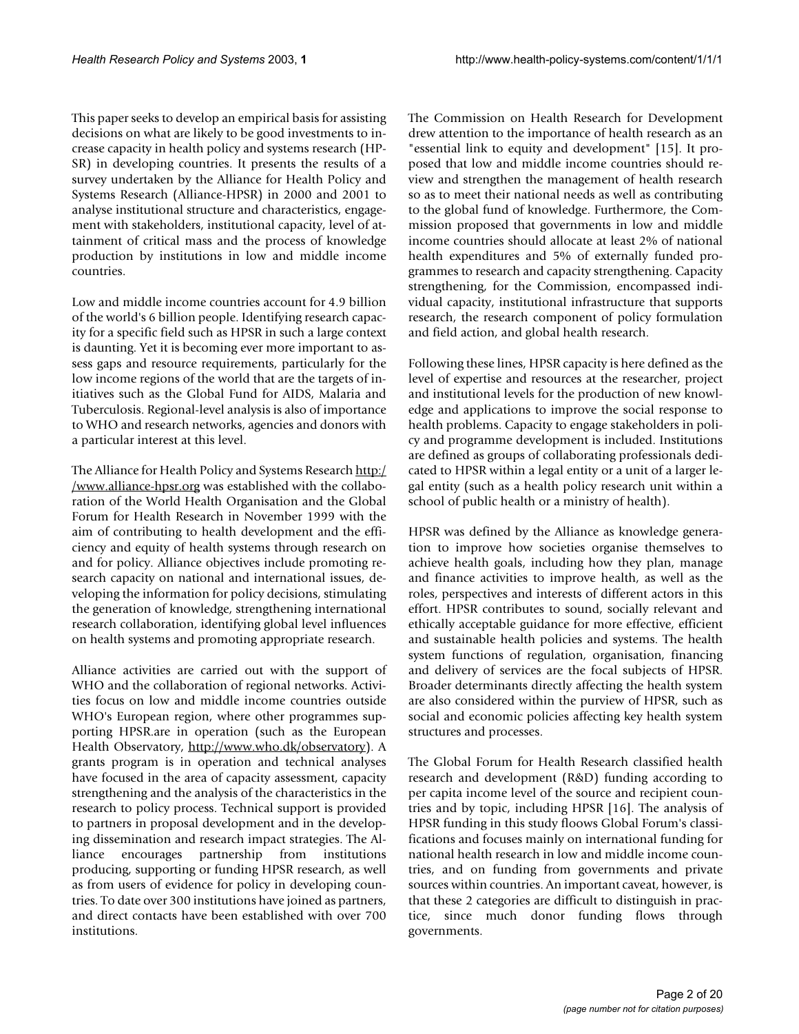This paper seeks to develop an empirical basis for assisting decisions on what are likely to be good investments to increase capacity in health policy and systems research (HPSR) in developing countries. It presents the results of a survey undertaken by the Alliance for Health Policy and Systems Research (Alliance-HPSR) in 2000 and 2001 to analyse institutional structure and characteristics, engagement with stakeholders, institutional capacity, level of attainment of critical mass and the process of knowledge production by institutions in low and middle income countries.

Low and middle income countries account for 4.9 billion of the world's 6 billion people. Identifying research capacity for a specific field such as HPSR in such a large context is daunting. Yet it is becoming ever more important to assess gaps and resource requirements, particularly for the low income regions of the world that are the targets of initiatives such as the Global Fund for AIDS, Malaria and Tuberculosis. Regional-level analysis is also of importance to WHO and research networks, agencies and donors with a particular interest at this level.

The Alliance for Health Policy and Systems Research http://www.alliance-hpsr.org was established with the collaboration of the World Health Organisation and the Global Forum for Health Research in November 1999 with the aim of contributing to health development and the efficiency and equity of health systems through research on and for policy. Alliance objectives include promoting research capacity on national and international issues, developing the information for policy decisions, stimulating the generation of knowledge, strengthening international research collaboration, identifying global level influences on health systems and promoting appropriate research.

Alliance activities are carried out with the support of WHO and the collaboration of regional networks. Activities focus on low and middle income countries outside WHO's European region, where other programmes supporting HPSR.are in operation (such as the European Health Observatory, http://www.who.dk/observatory). A grants program is in operation and technical analyses have focused in the area of capacity assessment, capacity strengthening and the analysis of the characteristics in the research to policy process. Technical support is provided to partners in proposal development and in the developing dissemination and research impact strategies. The Alliance encourages partnership from institutions producing, supporting or funding HPSR research, as well as from users of evidence for policy in developing countries. To date over 300 institutions have joined as partners, and direct contacts have been established with over 700 institutions.

The Commission on Health Research for Development drew attention to the importance of health research as an "essential link to equity and development" [15]. It proposed that low and middle income countries should review and strengthen the management of health research so as to meet their national needs as well as contributing to the global fund of knowledge. Furthermore, the Commission proposed that governments in low and middle income countries should allocate at least 2% of national health expenditures and 5% of externally funded programmes to research and capacity strengthening. Capacity strengthening, for the Commission, encompassed individual capacity, institutional infrastructure that supports research, the research component of policy formulation and field action, and global health research.

Following these lines, HPSR capacity is here defined as the level of expertise and resources at the researcher, project and institutional levels for the production of new knowledge and applications to improve the social response to health problems. Capacity to engage stakeholders in policy and programme development is included. Institutions are defined as groups of collaborating professionals dedicated to HPSR within a legal entity or a unit of a larger legal entity (such as a health policy research unit within a school of public health or a ministry of health).

HPSR was defined by the Alliance as knowledge generation to improve how societies organise themselves to achieve health goals, including how they plan, manage and finance activities to improve health, as well as the roles, perspectives and interests of different actors in this effort. HPSR contributes to sound, socially relevant and ethically acceptable guidance for more effective, efficient and sustainable health policies and systems. The health system functions of regulation, organisation, financing and delivery of services are the focal subjects of HPSR. Broader determinants directly affecting the health system are also considered within the purview of HPSR, such as social and economic policies affecting key health system structures and processes.

The Global Forum for Health Research classified health research and development (R&D) funding according to per capita income level of the source and recipient countries and by topic, including HPSR [16]. The analysis of HPSR funding in this study floows Global Forum's classifications and focuses mainly on international funding for national health research in low and middle income countries, and on funding from governments and private sources within countries. An important caveat, however, is that these 2 categories are difficult to distinguish in practice, since much donor funding flows through governments.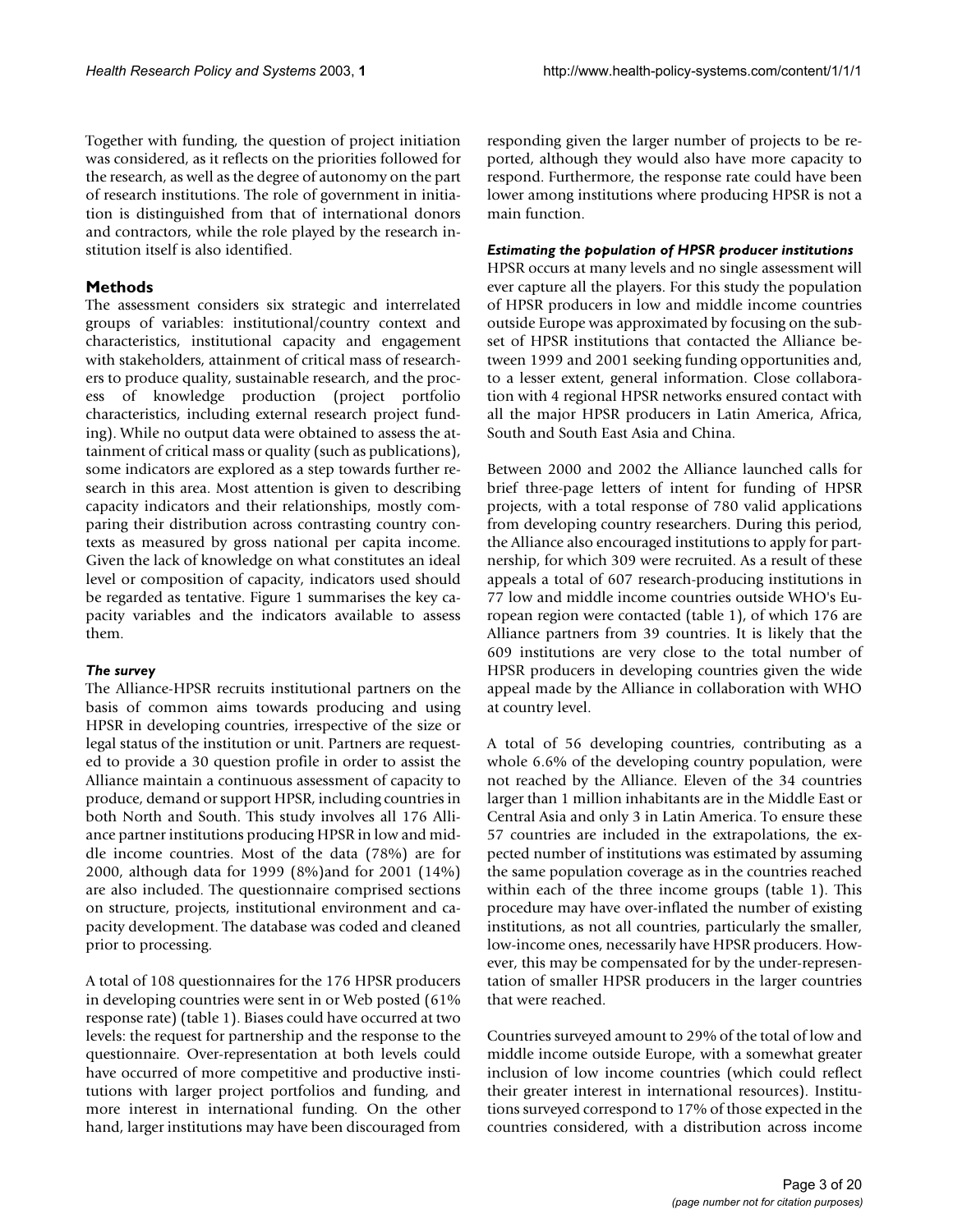Together with funding, the question of project initiation was considered, as it reflects on the priorities followed for the research, as well as the degree of autonomy on the part of research institutions. The role of government in initiation is distinguished from that of international donors and contractors, while the role played by the research institution itself is also identified.

## Methods

The assessment considers six strategic and interrelated groups of variables: institutional/country context and characteristics, institutional capacity and engagement with stakeholders, attainment of critical mass of researchers to produce quality, sustainable research, and the process of knowledge production (project portfolio characteristics, including external research project funding). While no output data were obtained to assess the attainment of critical mass or quality (such as publications), some indicators are explored as a step towards further research in this area. Most attention is given to describing capacity indicators and their relationships, mostly comparing their distribution across contrasting country contexts as measured by gross national per capita income. Given the lack of knowledge on what constitutes an ideal level or composition of capacity, indicators used should be regarded as tentative. Figure 1 summarises the key capacity variables and the indicators available to assess them.

### *The survey*

The Alliance-HPSR recruits institutional partners on the basis of common aims towards producing and using HPSR in developing countries, irrespective of the size or legal status of the institution or unit. Partners are requested to provide a 30 question profile in order to assist the Alliance maintain a continuous assessment of capacity to produce, demand or support HPSR, including countries in both North and South. This study involves all 176 Alliance partner institutions producing HPSR in low and middle income countries. Most of the data (78%) are for 2000, although data for 1999 (8%)and for 2001 (14%) are also included. The questionnaire comprised sections on structure, projects, institutional environment and capacity development. The database was coded and cleaned prior to processing.

A total of 108 questionnaires for the 176 HPSR producers in developing countries were sent in or Web posted (61% response rate) (table 1). Biases could have occurred at two levels: the request for partnership and the response to the questionnaire. Over-representation at both levels could have occurred of more competitive and productive institutions with larger project portfolios and funding, and more interest in international funding. On the other hand, larger institutions may have been discouraged from responding given the larger number of projects to be reported, although they would also have more capacity to respond. Furthermore, the response rate could have been lower among institutions where producing HPSR is not a main function.

### *Estimating the population of HPSR producer institutions*

HPSR occurs at many levels and no single assessment will ever capture all the players. For this study the population of HPSR producers in low and middle income countries outside Europe was approximated by focusing on the subset of HPSR institutions that contacted the Alliance between 1999 and 2001 seeking funding opportunities and, to a lesser extent, general information. Close collaboration with 4 regional HPSR networks ensured contact with all the major HPSR producers in Latin America, Africa, South and South East Asia and China.

Between 2000 and 2002 the Alliance launched calls for brief three-page letters of intent for funding of HPSR projects, with a total response of 780 valid applications from developing country researchers. During this period, the Alliance also encouraged institutions to apply for partnership, for which 309 were recruited. As a result of these appeals a total of 607 research-producing institutions in 77 low and middle income countries outside WHO's European region were contacted (table 1), of which 176 are Alliance partners from 39 countries. It is likely that the 609 institutions are very close to the total number of HPSR producers in developing countries given the wide appeal made by the Alliance in collaboration with WHO at country level.

A total of 56 developing countries, contributing as a whole 6.6% of the developing country population, were not reached by the Alliance. Eleven of the 34 countries larger than 1 million inhabitants are in the Middle East or Central Asia and only 3 in Latin America. To ensure these 57 countries are included in the extrapolations, the expected number of institutions was estimated by assuming the same population coverage as in the countries reached within each of the three income groups (table 1). This procedure may have over-inflated the number of existing institutions, as not all countries, particularly the smaller, low-income ones, necessarily have HPSR producers. However, this may be compensated for by the under-representation of smaller HPSR producers in the larger countries that were reached.

Countries surveyed amount to 29% of the total of low and middle income outside Europe, with a somewhat greater inclusion of low income countries (which could reflect their greater interest in international resources). Institutions surveyed correspond to 17% of those expected in the countries considered, with a distribution across income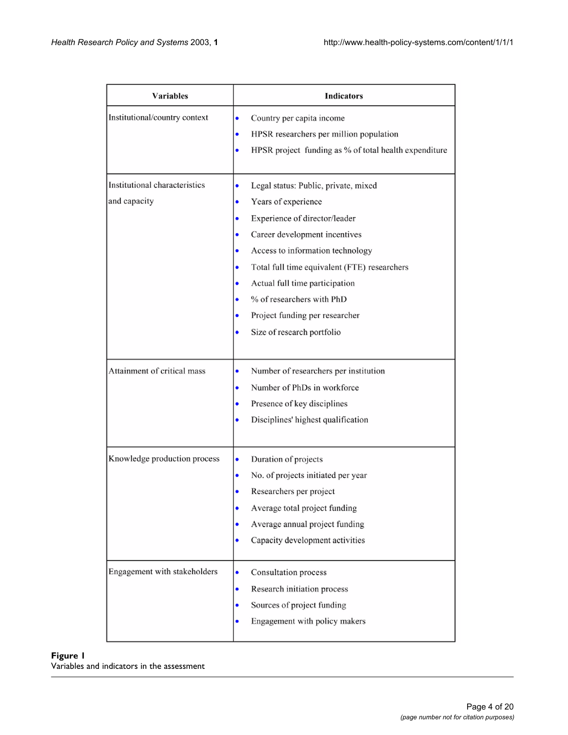| Variables | Indicators |
| --- | --- |
| Institutional/country context | • Country per capita income<br>• HPSR researchers per million population<br>• HPSR project funding as % of total health expenditure |
| Institutional characteristics and capacity | • Legal status: Public, private, mixed<br>• Years of experience<br>• Experience of director/leader<br>• Career development incentives<br>• Access to information technology<br>• Total full time equivalent (FTE) researchers<br>• Actual full time participation<br>• % of researchers with PhD<br>• Project funding per researcher<br>• Size of research portfolio |
| Attainment of critical mass | • Number of researchers per institution<br>• Number of PhDs in workforce<br>• Presence of key disciplines<br>• Disciplines' highest qualification |
| Knowledge production process | • Duration of projects<br>• No. of projects initiated per year<br>• Researchers per project<br>• Average total project funding<br>• Average annual project funding<br>• Capacity development activities |
| Engagement with stakeholders | • Consultation process<br>• Research initiation process<br>• Sources of project funding<br>• Engagement with policy makers |

**Figure 1**
Variables and indicators in the assessment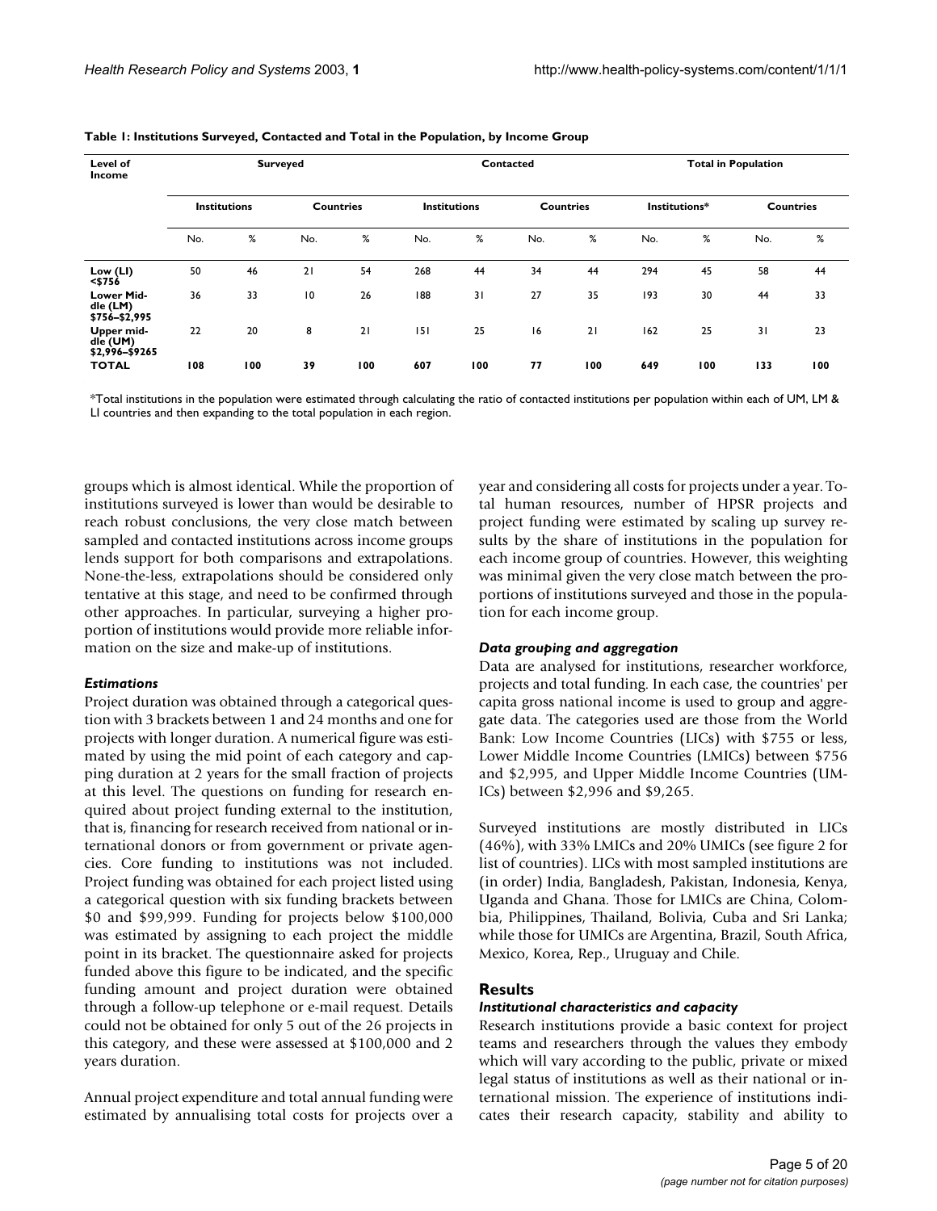**Table 1: Institutions Surveyed, Contacted and Total in the Population, by Income Group**

| Level of Income | Surveyed | | | | Contacted | | | | Total in Population | | | |
|---|---|---|---|---|---|---|---|---|---|---|---|---|
| | Institutions | | Countries | | Institutions | | Countries | | Institutions* | | Countries | |
| | No. | % | No. | % | No. | % | No. | % | No. | % | No. | % |
| **Low (LI) <$756** | 50 | 46 | 21 | 54 | 268 | 44 | 34 | 44 | 294 | 45 | 58 | 44 |
| **Lower Middle (LM) $756–$2,995** | 36 | 33 | 10 | 26 | 188 | 31 | 27 | 35 | 193 | 30 | 44 | 33 |
| **Upper middle (UM) $2,996–$9265** | 22 | 20 | 8 | 21 | 151 | 25 | 16 | 21 | 162 | 25 | 31 | 23 |
| **TOTAL** | **108** | **100** | **39** | **100** | **607** | **100** | **77** | **100** | **649** | **100** | **133** | **100** |

*Total institutions in the population were estimated through calculating the ratio of contacted institutions per population within each of UM, LM & LI countries and then expanding to the total population in each region.

groups which is almost identical. While the proportion of institutions surveyed is lower than would be desirable to reach robust conclusions, the very close match between sampled and contacted institutions across income groups lends support for both comparisons and extrapolations. None-the-less, extrapolations should be considered only tentative at this stage, and need to be confirmed through other approaches. In particular, surveying a higher proportion of institutions would provide more reliable information on the size and make-up of institutions.

### *Estimations*

Project duration was obtained through a categorical question with 3 brackets between 1 and 24 months and one for projects with longer duration. A numerical figure was estimated by using the mid point of each category and capping duration at 2 years for the small fraction of projects at this level. The questions on funding for research enquired about project funding external to the institution, that is, financing for research received from national or international donors or from government or private agencies. Core funding to institutions was not included. Project funding was obtained for each project listed using a categorical question with six funding brackets between $0 and $99,999. Funding for projects below $100,000 was estimated by assigning to each project the middle point in its bracket. The questionnaire asked for projects funded above this figure to be indicated, and the specific funding amount and project duration were obtained through a follow-up telephone or e-mail request. Details could not be obtained for only 5 out of the 26 projects in this category, and these were assessed at $100,000 and 2 years duration.

Annual project expenditure and total annual funding were estimated by annualising total costs for projects over a year and considering all costs for projects under a year. Total human resources, number of HPSR projects and project funding were estimated by scaling up survey results by the share of institutions in the population for each income group of countries. However, this weighting was minimal given the very close match between the proportions of institutions surveyed and those in the population for each income group.

### *Data grouping and aggregation*

Data are analysed for institutions, researcher workforce, projects and total funding. In each case, the countries' per capita gross national income is used to group and aggregate data. The categories used are those from the World Bank: Low Income Countries (LICs) with $755 or less, Lower Middle Income Countries (LMICs) between $756 and $2,995, and Upper Middle Income Countries (UMICs) between $2,996 and $9,265.

Surveyed institutions are mostly distributed in LICs (46%), with 33% LMICs and 20% UMICs (see figure 2 for list of countries). LICs with most sampled institutions are (in order) India, Bangladesh, Pakistan, Indonesia, Kenya, Uganda and Ghana. Those for LMICs are China, Colombia, Philippines, Thailand, Bolivia, Cuba and Sri Lanka; while those for UMICs are Argentina, Brazil, South Africa, Mexico, Korea, Rep., Uruguay and Chile.

## Results

### *Institutional characteristics and capacity*

Research institutions provide a basic context for project teams and researchers through the values they embody which will vary according to the public, private or mixed legal status of institutions as well as their national or international mission. The experience of institutions indicates their research capacity, stability and ability to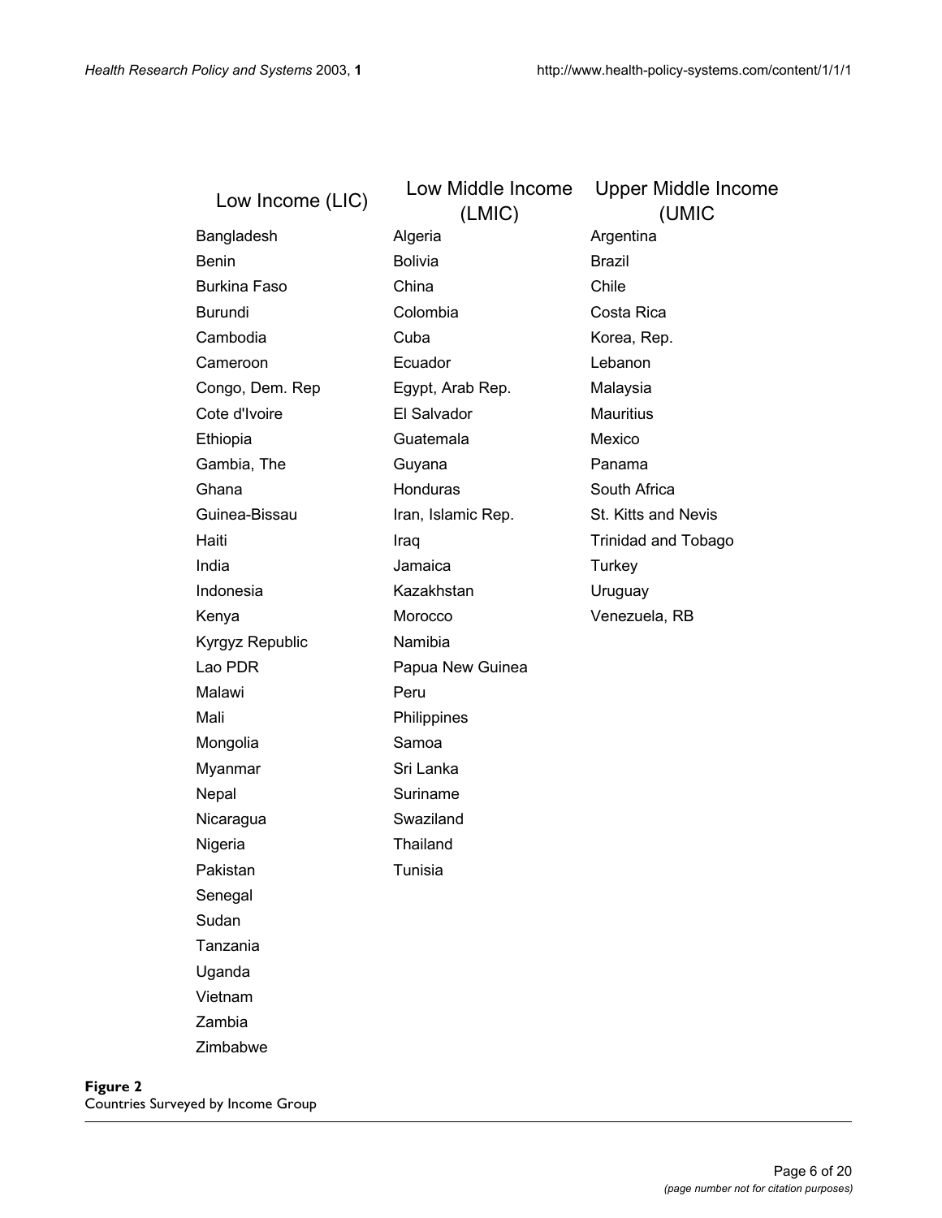| Low Income (LIC) | Low Middle Income (LMIC) | Upper Middle Income (UMIC |
|---|---|---|
| Bangladesh | Algeria | Argentina |
| Benin | Bolivia | Brazil |
| Burkina Faso | China | Chile |
| Burundi | Colombia | Costa Rica |
| Cambodia | Cuba | Korea, Rep. |
| Cameroon | Ecuador | Lebanon |
| Congo, Dem. Rep | Egypt, Arab Rep. | Malaysia |
| Cote d'Ivoire | El Salvador | Mauritius |
| Ethiopia | Guatemala | Mexico |
| Gambia, The | Guyana | Panama |
| Ghana | Honduras | South Africa |
| Guinea-Bissau | Iran, Islamic Rep. | St. Kitts and Nevis |
| Haiti | Iraq | Trinidad and Tobago |
| India | Jamaica | Turkey |
| Indonesia | Kazakhstan | Uruguay |
| Kenya | Morocco | Venezuela, RB |
| Kyrgyz Republic | Namibia | |
| Lao PDR | Papua New Guinea | |
| Malawi | Peru | |
| Mali | Philippines | |
| Mongolia | Samoa | |
| Myanmar | Sri Lanka | |
| Nepal | Suriname | |
| Nicaragua | Swaziland | |
| Nigeria | Thailand | |
| Pakistan | Tunisia | |
| Senegal | | |
| Sudan | | |
| Tanzania | | |
| Uganda | | |
| Vietnam | | |
| Zambia | | |
| Zimbabwe | | |

**Figure 2**
Countries Surveyed by Income Group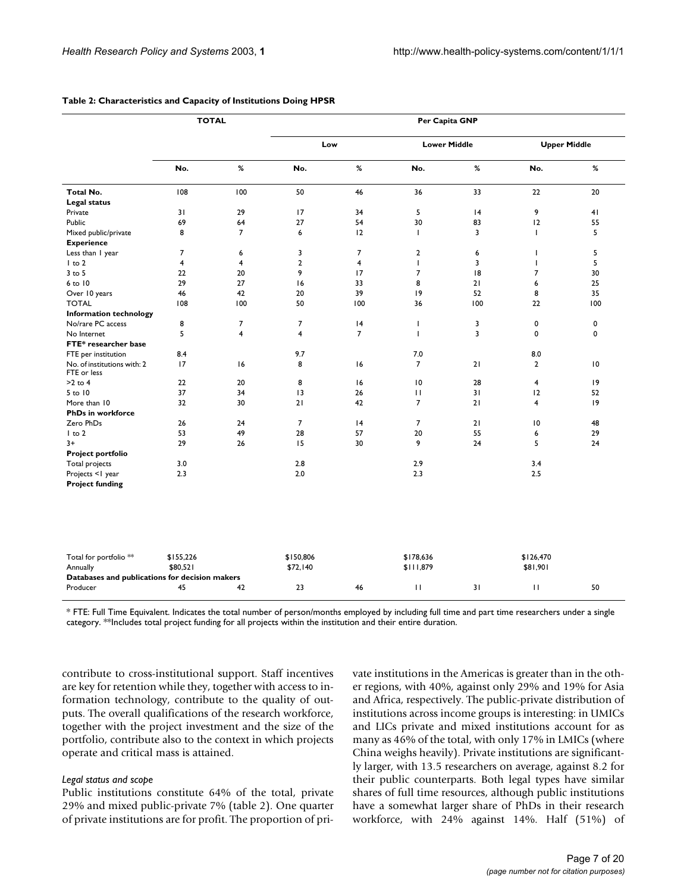**Table 2: Characteristics and Capacity of Institutions Doing HPSR**

| | TOTAL | | Per Capita GNP | | | | | |
|---|---|---|---|---|---|---|---|---|
| | | | Low | | Lower Middle | | Upper Middle | |
| | No. | % | No. | % | No. | % | No. | % |
| **Total No.** | 108 | 100 | 50 | 46 | 36 | 33 | 22 | 20 |
| **Legal status** | | | | | | | | |
| Private | 31 | 29 | 17 | 34 | 5 | 14 | 9 | 41 |
| Public | 69 | 64 | 27 | 54 | 30 | 83 | 12 | 55 |
| Mixed public/private | 8 | 7 | 6 | 12 | 1 | 3 | 1 | 5 |
| **Experience** | | | | | | | | |
| Less than 1 year | 7 | 6 | 3 | 7 | 2 | 6 | 1 | 5 |
| 1 to 2 | 4 | 4 | 2 | 4 | 1 | 3 | 1 | 5 |
| 3 to 5 | 22 | 20 | 9 | 17 | 7 | 18 | 7 | 30 |
| 6 to 10 | 29 | 27 | 16 | 33 | 8 | 21 | 6 | 25 |
| Over 10 years | 46 | 42 | 20 | 39 | 19 | 52 | 8 | 35 |
| TOTAL | 108 | 100 | 50 | 100 | 36 | 100 | 22 | 100 |
| **Information technology** | | | | | | | | |
| No/rare PC access | 8 | 7 | 7 | 14 | 1 | 3 | 0 | 0 |
| No Internet | 5 | 4 | 4 | 7 | 1 | 3 | 0 | 0 |
| **FTE* researcher base** | | | | | | | | |
| FTE per institution | 8.4 | | 9.7 | | 7.0 | | 8.0 | |
| No. of institutions with: 2 FTE or less | 17 | 16 | 8 | 16 | 7 | 21 | 2 | 10 |
| >2 to 4 | 22 | 20 | 8 | 16 | 10 | 28 | 4 | 19 |
| 5 to 10 | 37 | 34 | 13 | 26 | 11 | 31 | 12 | 52 |
| More than 10 | 32 | 30 | 21 | 42 | 7 | 21 | 4 | 19 |
| **PhDs in workforce** | | | | | | | | |
| Zero PhDs | 26 | 24 | 7 | 14 | 7 | 21 | 10 | 48 |
| 1 to 2 | 53 | 49 | 28 | 57 | 20 | 55 | 6 | 29 |
| 3+ | 29 | 26 | 15 | 30 | 9 | 24 | 5 | 24 |
| **Project portfolio** | | | | | | | | |
| Total projects | 3.0 | | 2.8 | | 2.9 | | 3.4 | |
| Projects <1 year | 2.3 | | 2.0 | | 2.3 | | 2.5 | |
| **Project funding** | | | | | | | | |
| Total for portfolio ** | $155,226 | | $150,806 | | $178,636 | | $126,470 | |
| Annually | $80,521 | | $72,140 | | $111,879 | | $81,901 | |
| **Databases and publications for decision makers** | | | | | | | | |
| Producer | 45 | 42 | 23 | 46 | 11 | 31 | 11 | 50 |

* FTE: Full Time Equivalent. Indicates the total number of person/months employed by including full time and part time researchers under a single category. **Includes total project funding for all projects within the institution and their entire duration.

contribute to cross-institutional support. Staff incentives are key for retention while they, together with access to information technology, contribute to the quality of outputs. The overall qualifications of the research workforce, together with the project investment and the size of the portfolio, contribute also to the context in which projects operate and critical mass is attained.

*Legal status and scope*

Public institutions constitute 64% of the total, private 29% and mixed public-private 7% (table 2). One quarter of private institutions are for profit. The proportion of private institutions in the Americas is greater than in the other regions, with 40%, against only 29% and 19% for Asia and Africa, respectively. The public-private distribution of institutions across income groups is interesting: in UMICs and LICs private and mixed institutions account for as many as 46% of the total, with only 17% in LMICs (where China weighs heavily). Private institutions are significantly larger, with 13.5 researchers on average, against 8.2 for their public counterparts. Both legal types have similar shares of full time resources, although public institutions have a somewhat larger share of PhDs in their research workforce, with 24% against 14%. Half (51%) of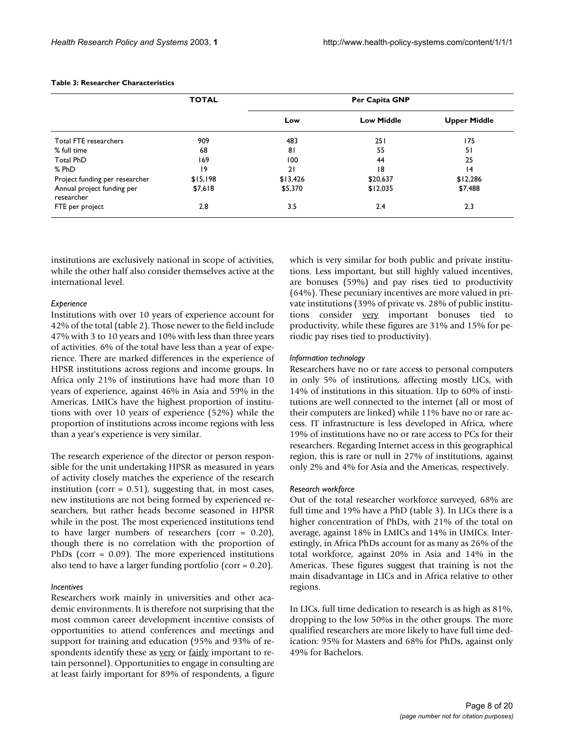**Table 3: Researcher Characteristics**

| | TOTAL | Per Capita GNP | | |
|---|---|---|---|---|
| | | Low | Low Middle | Upper Middle |
| Total FTE researchers | 909 | 483 | 251 | 175 |
| % full time | 68 | 81 | 55 | 51 |
| Total PhD | 169 | 100 | 44 | 25 |
| % PhD | 19 | 21 | 18 | 14 |
| Project funding per researcher | $15,198 | $13,426 | $20,637 | $12,286 |
| Annual project funding per researcher | $7,618 | $5,370 | $12,035 | $7,488 |
| FTE per project | 2.8 | 3.5 | 2.4 | 2.3 |

institutions are exclusively national in scope of activities, while the other half also consider themselves active at the international level.

*Experience*

Institutions with over 10 years of experience account for 42% of the total (table 2). Those newer to the field include 47% with 3 to 10 years and 10% with less than three years of activities. 6% of the total have less than a year of experience. There are marked differences in the experience of HPSR institutions across regions and income groups. In Africa only 21% of institutions have had more than 10 years of experience, against 46% in Asia and 59% in the Americas. LMICs have the highest proportion of institutions with over 10 years of experience (52%) while the proportion of institutions across income regions with less than a year's experience is very similar.

The research experience of the director or person responsible for the unit undertaking HPSR as measured in years of activity closely matches the experience of the research institution (corr = 0.51), suggesting that, in most cases, new institutions are not being formed by experienced researchers, but rather heads become seasoned in HPSR while in the post. The most experienced institutions tend to have larger numbers of researchers (corr = 0.20), though there is no correlation with the proportion of PhDs (corr = 0.09). The more experienced institutions also tend to have a larger funding portfolio (corr = 0.20).

*Incentives*

Researchers work mainly in universities and other academic environments. It is therefore not surprising that the most common career development incentive consists of opportunities to attend conferences and meetings and support for training and education (95% and 93% of respondents identify these as very or fairly important to retain personnel). Opportunities to engage in consulting are at least fairly important for 89% of respondents, a figure which is very similar for both public and private institutions. Less important, but still highly valued incentives, are bonuses (59%) and pay rises tied to productivity (64%). These pecuniary incentives are more valued in private institutions (39% of private vs. 28% of public institutions consider very important bonuses tied to productivity, while these figures are 31% and 15% for periodic pay rises tied to productivity).

*Information technology*

Researchers have no or rare access to personal computers in only 5% of institutions, affecting mostly LICs, with 14% of institutions in this situation. Up to 60% of institutions are well connected to the internet (all or most of their computers are linked) while 11% have no or rare access. IT infrastructure is less developed in Africa, where 19% of institutions have no or rare access to PCs for their researchers. Regarding Internet access in this geographical region, this is rare or null in 27% of institutions, against only 2% and 4% for Asia and the Americas, respectively.

*Research workforce*

Out of the total researcher workforce surveyed, 68% are full time and 19% have a PhD (table 3). In LICs there is a higher concentration of PhDs, with 21% of the total on average, against 18% in LMICs and 14% in UMICs. Interestingly, in Africa PhDs account for as many as 26% of the total workforce, against 20% in Asia and 14% in the Americas. These figures suggest that training is not the main disadvantage in LICs and in Africa relative to other regions.

In LICs, full time dedication to research is as high as 81%, dropping to the low 50%s in the other groups. The more qualified researchers are more likely to have full time dedication: 95% for Masters and 68% for PhDs, against only 49% for Bachelors.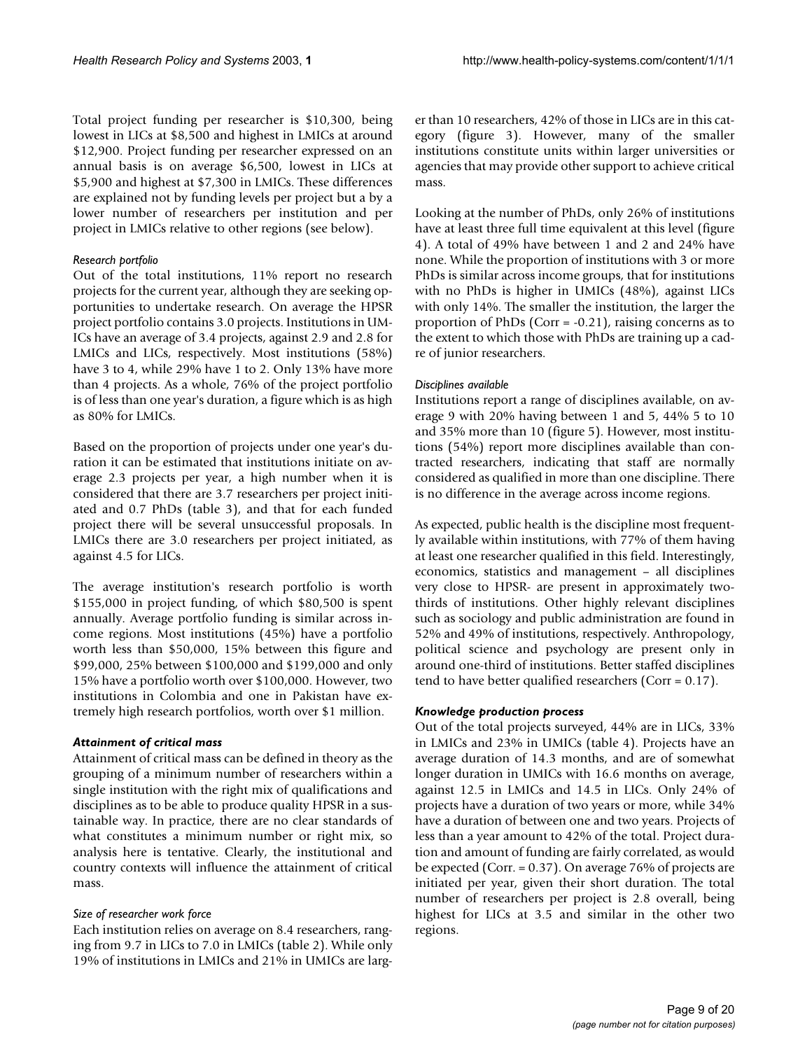Total project funding per researcher is $10,300, being lowest in LICs at $8,500 and highest in LMICs at around $12,900. Project funding per researcher expressed on an annual basis is on average $6,500, lowest in LICs at $5,900 and highest at $7,300 in LMICs. These differences are explained not by funding levels per project but a by a lower number of researchers per institution and per project in LMICs relative to other regions (see below).

#### *Research portfolio*

Out of the total institutions, 11% report no research projects for the current year, although they are seeking opportunities to undertake research. On average the HPSR project portfolio contains 3.0 projects. Institutions in UMICs have an average of 3.4 projects, against 2.9 and 2.8 for LMICs and LICs, respectively. Most institutions (58%) have 3 to 4, while 29% have 1 to 2. Only 13% have more than 4 projects. As a whole, 76% of the project portfolio is of less than one year's duration, a figure which is as high as 80% for LMICs.

Based on the proportion of projects under one year's duration it can be estimated that institutions initiate on average 2.3 projects per year, a high number when it is considered that there are 3.7 researchers per project initiated and 0.7 PhDs (table 3), and that for each funded project there will be several unsuccessful proposals. In LMICs there are 3.0 researchers per project initiated, as against 4.5 for LICs.

The average institution's research portfolio is worth $155,000 in project funding, of which $80,500 is spent annually. Average portfolio funding is similar across income regions. Most institutions (45%) have a portfolio worth less than $50,000, 15% between this figure and $99,000, 25% between $100,000 and $199,000 and only 15% have a portfolio worth over $100,000. However, two institutions in Colombia and one in Pakistan have extremely high research portfolios, worth over $1 million.

### *Attainment of critical mass*

Attainment of critical mass can be defined in theory as the grouping of a minimum number of researchers within a single institution with the right mix of qualifications and disciplines as to be able to produce quality HPSR in a sustainable way. In practice, there are no clear standards of what constitutes a minimum number or right mix, so analysis here is tentative. Clearly, the institutional and country contexts will influence the attainment of critical mass.

#### *Size of researcher work force*

Each institution relies on average on 8.4 researchers, ranging from 9.7 in LICs to 7.0 in LMICs (table 2). While only 19% of institutions in LMICs and 21% in UMICs are larger than 10 researchers, 42% of those in LICs are in this category (figure 3). However, many of the smaller institutions constitute units within larger universities or agencies that may provide other support to achieve critical mass.

Looking at the number of PhDs, only 26% of institutions have at least three full time equivalent at this level (figure 4). A total of 49% have between 1 and 2 and 24% have none. While the proportion of institutions with 3 or more PhDs is similar across income groups, that for institutions with no PhDs is higher in UMICs (48%), against LICs with only 14%. The smaller the institution, the larger the proportion of PhDs (Corr = -0.21), raising concerns as to the extent to which those with PhDs are training up a cadre of junior researchers.

#### *Disciplines available*

Institutions report a range of disciplines available, on average 9 with 20% having between 1 and 5, 44% 5 to 10 and 35% more than 10 (figure 5). However, most institutions (54%) report more disciplines available than contracted researchers, indicating that staff are normally considered as qualified in more than one discipline. There is no difference in the average across income regions.

As expected, public health is the discipline most frequently available within institutions, with 77% of them having at least one researcher qualified in this field. Interestingly, economics, statistics and management – all disciplines very close to HPSR- are present in approximately two-thirds of institutions. Other highly relevant disciplines such as sociology and public administration are found in 52% and 49% of institutions, respectively. Anthropology, political science and psychology are present only in around one-third of institutions. Better staffed disciplines tend to have better qualified researchers (Corr = 0.17).

### *Knowledge production process*

Out of the total projects surveyed, 44% are in LICs, 33% in LMICs and 23% in UMICs (table 4). Projects have an average duration of 14.3 months, and are of somewhat longer duration in UMICs with 16.6 months on average, against 12.5 in LMICs and 14.5 in LICs. Only 24% of projects have a duration of two years or more, while 34% have a duration of between one and two years. Projects of less than a year amount to 42% of the total. Project duration and amount of funding are fairly correlated, as would be expected (Corr. = 0.37). On average 76% of projects are initiated per year, given their short duration. The total number of researchers per project is 2.8 overall, being highest for LICs at 3.5 and similar in the other two regions.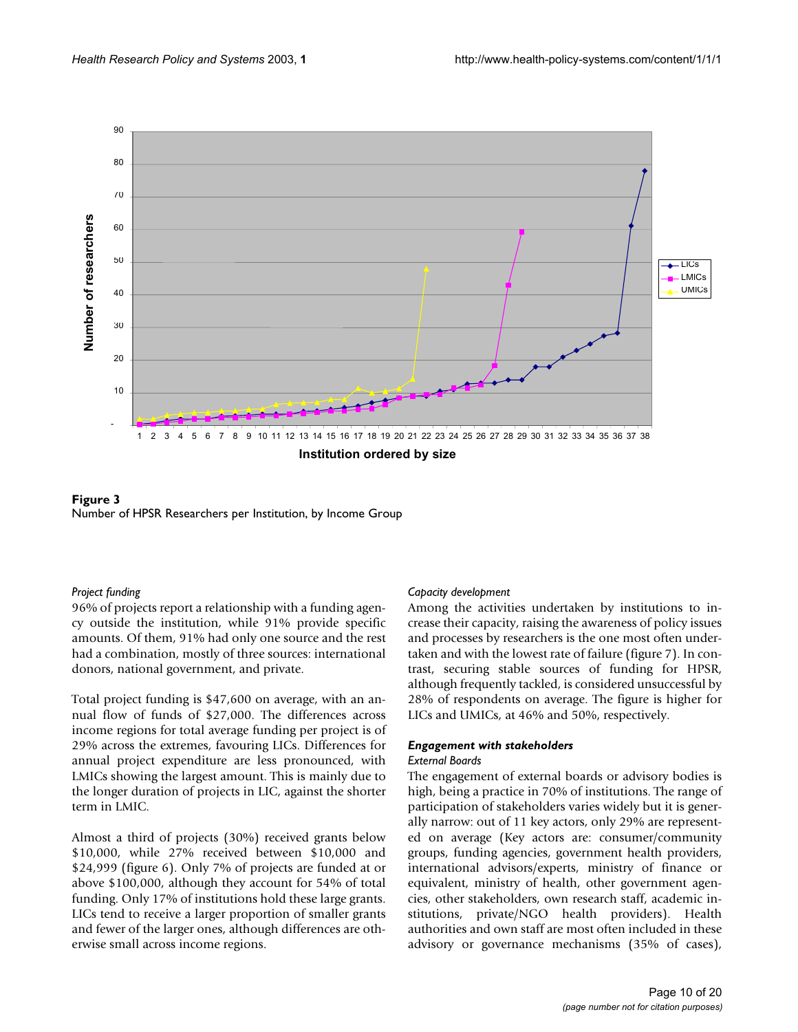**Figure 3**
Number of HPSR Researchers per Institution, by Income Group

*Project funding*

96% of projects report a relationship with a funding agency outside the institution, while 91% provide specific amounts. Of them, 91% had only one source and the rest had a combination, mostly of three sources: international donors, national government, and private.

Total project funding is $47,600 on average, with an annual flow of funds of $27,000. The differences across income regions for total average funding per project is of 29% across the extremes, favouring LICs. Differences for annual project expenditure are less pronounced, with LMICs showing the largest amount. This is mainly due to the longer duration of projects in LIC, against the shorter term in LMIC.

Almost a third of projects (30%) received grants below $10,000, while 27% received between $10,000 and $24,999 (figure 6). Only 7% of projects are funded at or above $100,000, although they account for 54% of total funding. Only 17% of institutions hold these large grants. LICs tend to receive a larger proportion of smaller grants and fewer of the larger ones, although differences are otherwise small across income regions.

*Capacity development*

Among the activities undertaken by institutions to increase their capacity, raising the awareness of policy issues and processes by researchers is the one most often undertaken and with the lowest rate of failure (figure 7). In contrast, securing stable sources of funding for HPSR, although frequently tackled, is considered unsuccessful by 28% of respondents on average. The figure is higher for LICs and UMICs, at 46% and 50%, respectively.

### Engagement with stakeholders

*External Boards*

The engagement of external boards or advisory bodies is high, being a practice in 70% of institutions. The range of participation of stakeholders varies widely but it is generally narrow: out of 11 key actors, only 29% are represented on average (Key actors are: consumer/community groups, funding agencies, government health providers, international advisors/experts, ministry of finance or equivalent, ministry of health, other government agencies, other stakeholders, own research staff, academic institutions, private/NGO health providers). Health authorities and own staff are most often included in these advisory or governance mechanisms (35% of cases),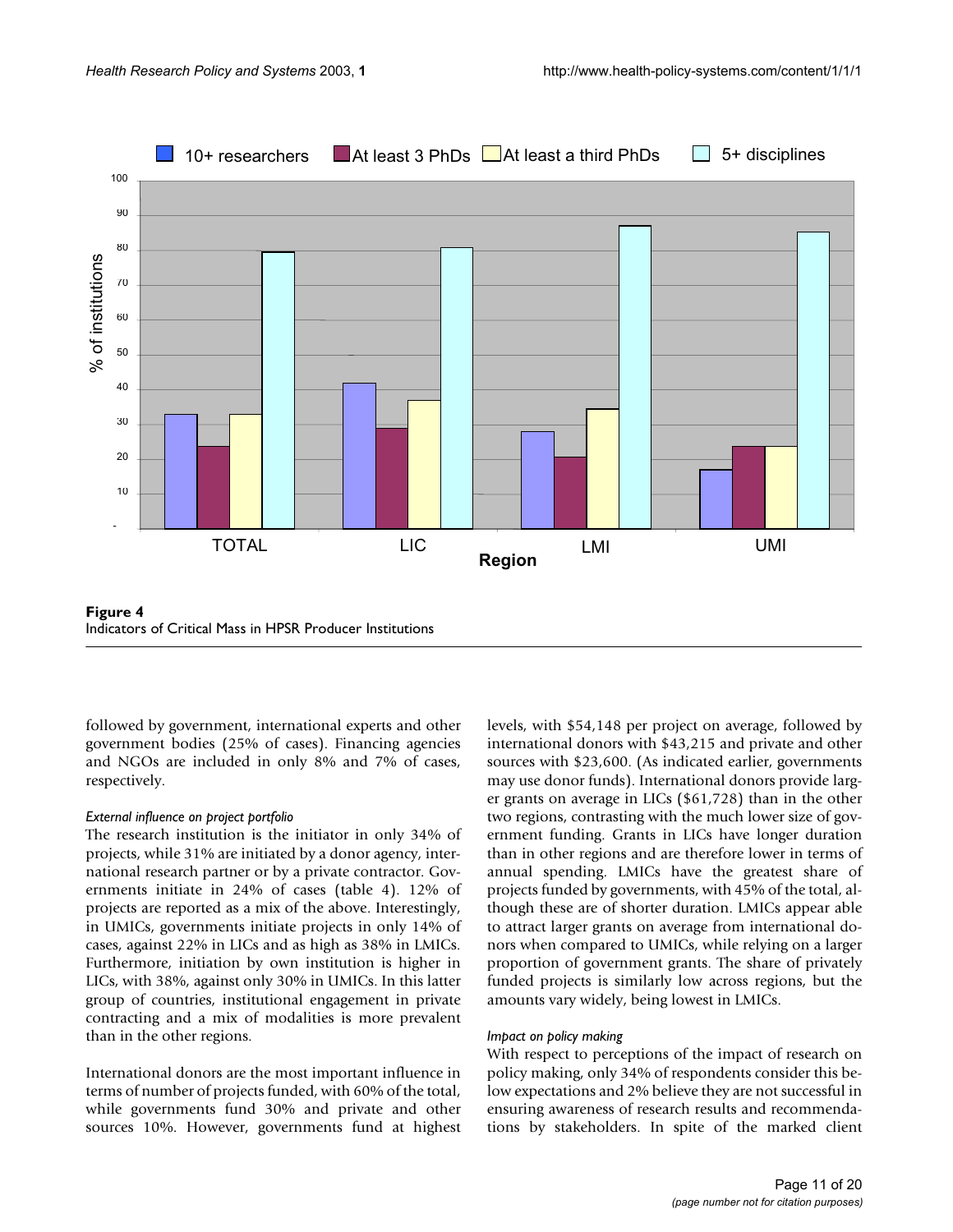**Figure 4**
Indicators of Critical Mass in HPSR Producer Institutions

followed by government, international experts and other government bodies (25% of cases). Financing agencies and NGOs are included in only 8% and 7% of cases, respectively.

*External influence on project portfolio*

The research institution is the initiator in only 34% of projects, while 31% are initiated by a donor agency, international research partner or by a private contractor. Governments initiate in 24% of cases (table 4). 12% of projects are reported as a mix of the above. Interestingly, in UMICs, governments initiate projects in only 14% of cases, against 22% in LICs and as high as 38% in LMICs. Furthermore, initiation by own institution is higher in LICs, with 38%, against only 30% in UMICs. In this latter group of countries, institutional engagement in private contracting and a mix of modalities is more prevalent than in the other regions.

International donors are the most important influence in terms of number of projects funded, with 60% of the total, while governments fund 30% and private and other sources 10%. However, governments fund at highest levels, with $54,148 per project on average, followed by international donors with $43,215 and private and other sources with $23,600. (As indicated earlier, governments may use donor funds). International donors provide larger grants on average in LICs ($61,728) than in the other two regions, contrasting with the much lower size of government funding. Grants in LICs have longer duration than in other regions and are therefore lower in terms of annual spending. LMICs have the greatest share of projects funded by governments, with 45% of the total, although these are of shorter duration. LMICs appear able to attract larger grants on average from international donors when compared to UMICs, while relying on a larger proportion of government grants. The share of privately funded projects is similarly low across regions, but the amounts vary widely, being lowest in LMICs.

*Impact on policy making*

With respect to perceptions of the impact of research on policy making, only 34% of respondents consider this below expectations and 2% believe they are not successful in ensuring awareness of research results and recommendations by stakeholders. In spite of the marked client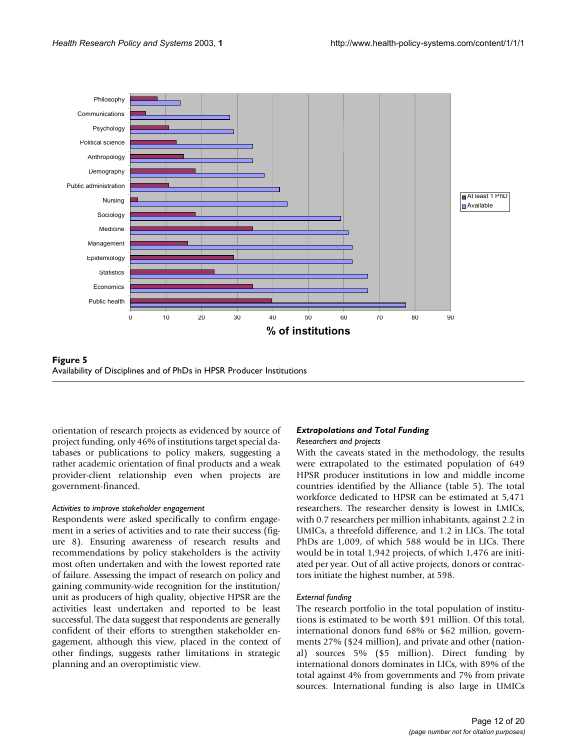**Figure 5**
Availability of Disciplines and of PhDs in HPSR Producer Institutions

orientation of research projects as evidenced by source of project funding, only 46% of institutions target special databases or publications to policy makers, suggesting a rather academic orientation of final products and a weak provider-client relationship even when projects are government-financed.

*Activities to improve stakeholder engagement*

Respondents were asked specifically to confirm engagement in a series of activities and to rate their success (figure 8). Ensuring awareness of research results and recommendations by policy stakeholders is the activity most often undertaken and with the lowest reported rate of failure. Assessing the impact of research on policy and gaining community-wide recognition for the institution/unit as producers of high quality, objective HPSR are the activities least undertaken and reported to be least successful. The data suggest that respondents are generally confident of their efforts to strengthen stakeholder engagement, although this view, placed in the context of other findings, suggests rather limitations in strategic planning and an overoptimistic view.

### *Extrapolations and Total Funding*

*Researchers and projects*

With the caveats stated in the methodology, the results were extrapolated to the estimated population of 649 HPSR producer institutions in low and middle income countries identified by the Alliance (table 5). The total workforce dedicated to HPSR can be estimated at 5,471 researchers. The researcher density is lowest in LMICs, with 0.7 researchers per million inhabitants, against 2.2 in UMICs, a threefold difference, and 1.2 in LICs. The total PhDs are 1,009, of which 588 would be in LICs. There would be in total 1,942 projects, of which 1,476 are initiated per year. Out of all active projects, donors or contractors initiate the highest number, at 598.

*External funding*

The research portfolio in the total population of institutions is estimated to be worth $91 million. Of this total, international donors fund 68% or $62 million, governments 27% ($24 million), and private and other (national) sources 5% ($5 million). Direct funding by international donors dominates in LICs, with 89% of the total against 4% from governments and 7% from private sources. International funding is also large in UMICs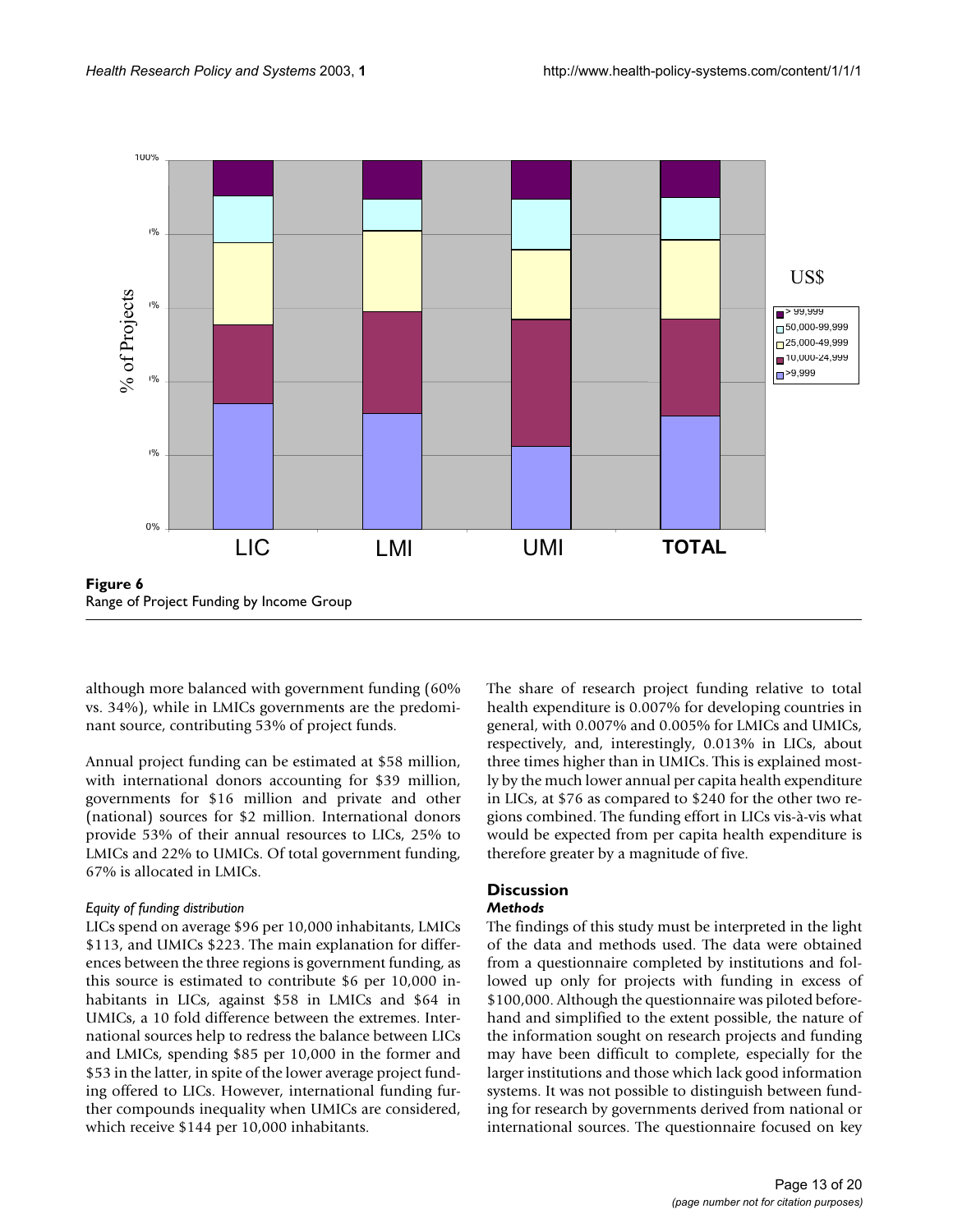**Figure 6**
Range of Project Funding by Income Group

although more balanced with government funding (60% vs. 34%), while in LMICs governments are the predominant source, contributing 53% of project funds.

Annual project funding can be estimated at $58 million, with international donors accounting for $39 million, governments for $16 million and private and other (national) sources for $2 million. International donors provide 53% of their annual resources to LICs, 25% to LMICs and 22% to UMICs. Of total government funding, 67% is allocated in LMICs.

*Equity of funding distribution*

LICs spend on average $96 per 10,000 inhabitants, LMICs $113, and UMICs $223. The main explanation for differences between the three regions is government funding, as this source is estimated to contribute $6 per 10,000 inhabitants in LICs, against $58 in LMICs and $64 in UMICs, a 10 fold difference between the extremes. International sources help to redress the balance between LICs and LMICs, spending $85 per 10,000 in the former and $53 in the latter, in spite of the lower average project funding offered to LICs. However, international funding further compounds inequality when UMICs are considered, which receive $144 per 10,000 inhabitants.

The share of research project funding relative to total health expenditure is 0.007% for developing countries in general, with 0.007% and 0.005% for LMICs and UMICs, respectively, and, interestingly, 0.013% in LICs, about three times higher than in UMICs. This is explained mostly by the much lower annual per capita health expenditure in LICs, at $76 as compared to $240 for the other two regions combined. The funding effort in LICs vis-à-vis what would be expected from per capita health expenditure is therefore greater by a magnitude of five.

## Discussion

### *Methods*

The findings of this study must be interpreted in the light of the data and methods used. The data were obtained from a questionnaire completed by institutions and followed up only for projects with funding in excess of $100,000. Although the questionnaire was piloted beforehand and simplified to the extent possible, the nature of the information sought on research projects and funding may have been difficult to complete, especially for the larger institutions and those which lack good information systems. It was not possible to distinguish between funding for research by governments derived from national or international sources. The questionnaire focused on key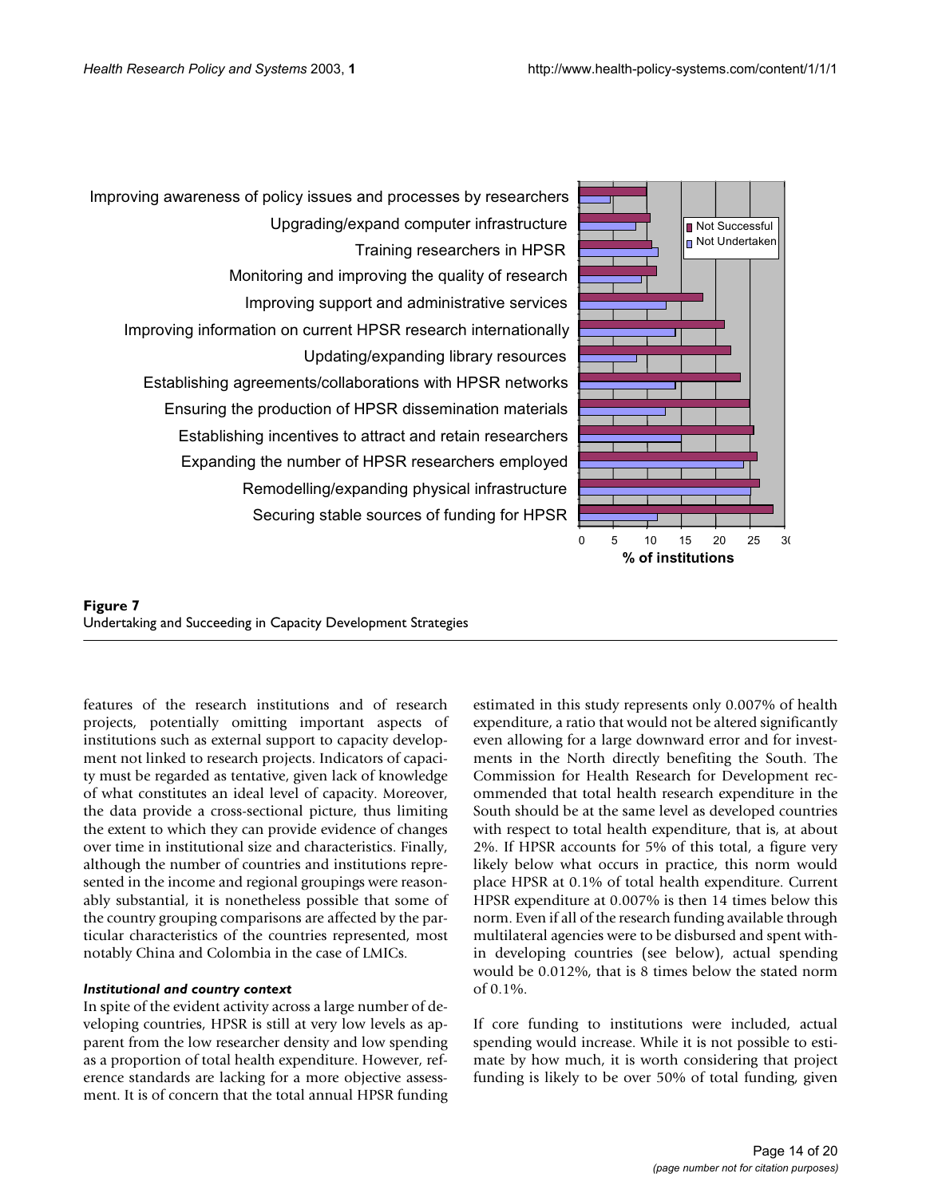**Figure 7**
Undertaking and Succeeding in Capacity Development Strategies

features of the research institutions and of research projects, potentially omitting important aspects of institutions such as external support to capacity development not linked to research projects. Indicators of capacity must be regarded as tentative, given lack of knowledge of what constitutes an ideal level of capacity. Moreover, the data provide a cross-sectional picture, thus limiting the extent to which they can provide evidence of changes over time in institutional size and characteristics. Finally, although the number of countries and institutions represented in the income and regional groupings were reasonably substantial, it is nonetheless possible that some of the country grouping comparisons are affected by the particular characteristics of the countries represented, most notably China and Colombia in the case of LMICs.

### *Institutional and country context*

In spite of the evident activity across a large number of developing countries, HPSR is still at very low levels as apparent from the low researcher density and low spending as a proportion of total health expenditure. However, reference standards are lacking for a more objective assessment. It is of concern that the total annual HPSR funding estimated in this study represents only 0.007% of health expenditure, a ratio that would not be altered significantly even allowing for a large downward error and for investments in the North directly benefiting the South. The Commission for Health Research for Development recommended that total health research expenditure in the South should be at the same level as developed countries with respect to total health expenditure, that is, at about 2%. If HPSR accounts for 5% of this total, a figure very likely below what occurs in practice, this norm would place HPSR at 0.1% of total health expenditure. Current HPSR expenditure at 0.007% is then 14 times below this norm. Even if all of the research funding available through multilateral agencies were to be disbursed and spent within developing countries (see below), actual spending would be 0.012%, that is 8 times below the stated norm of 0.1%.

If core funding to institutions were included, actual spending would increase. While it is not possible to estimate by how much, it is worth considering that project funding is likely to be over 50% of total funding, given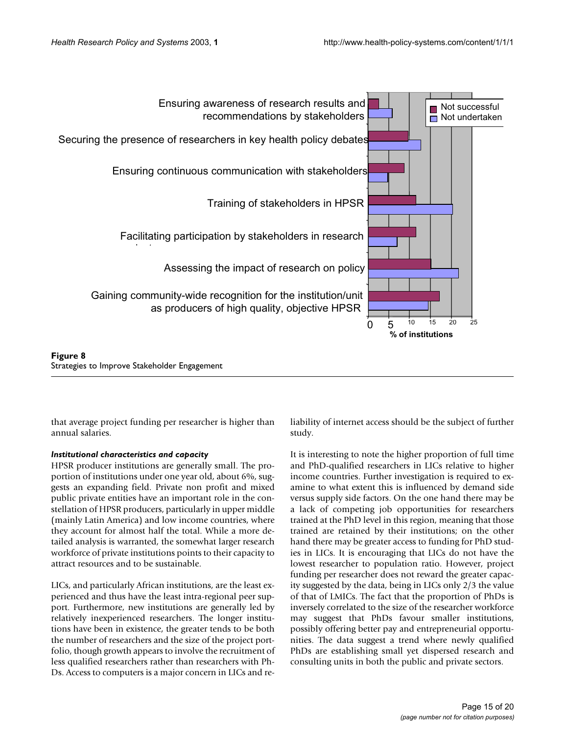**Figure 8**
Strategies to Improve Stakeholder Engagement

that average project funding per researcher is higher than annual salaries.

### *Institutional characteristics and capacity*

HPSR producer institutions are generally small. The proportion of institutions under one year old, about 6%, suggests an expanding field. Private non profit and mixed public private entities have an important role in the constellation of HPSR producers, particularly in upper middle (mainly Latin America) and low income countries, where they account for almost half the total. While a more detailed analysis is warranted, the somewhat larger research workforce of private institutions points to their capacity to attract resources and to be sustainable.

LICs, and particularly African institutions, are the least experienced and thus have the least intra-regional peer support. Furthermore, new institutions are generally led by relatively inexperienced researchers. The longer institutions have been in existence, the greater tends to be both the number of researchers and the size of the project portfolio, though growth appears to involve the recruitment of less qualified researchers rather than researchers with PhDs. Access to computers is a major concern in LICs and reliability of internet access should be the subject of further study.

It is interesting to note the higher proportion of full time and PhD-qualified researchers in LICs relative to higher income countries. Further investigation is required to examine to what extent this is influenced by demand side versus supply side factors. On the one hand there may be a lack of competing job opportunities for researchers trained at the PhD level in this region, meaning that those trained are retained by their institutions; on the other hand there may be greater access to funding for PhD studies in LICs. It is encouraging that LICs do not have the lowest researcher to population ratio. However, project funding per researcher does not reward the greater capacity suggested by the data, being in LICs only 2/3 the value of that of LMICs. The fact that the proportion of PhDs is inversely correlated to the size of the researcher workforce may suggest that PhDs favour smaller institutions, possibly offering better pay and entrepreneurial opportunities. The data suggest a trend where newly qualified PhDs are establishing small yet dispersed research and consulting units in both the public and private sectors.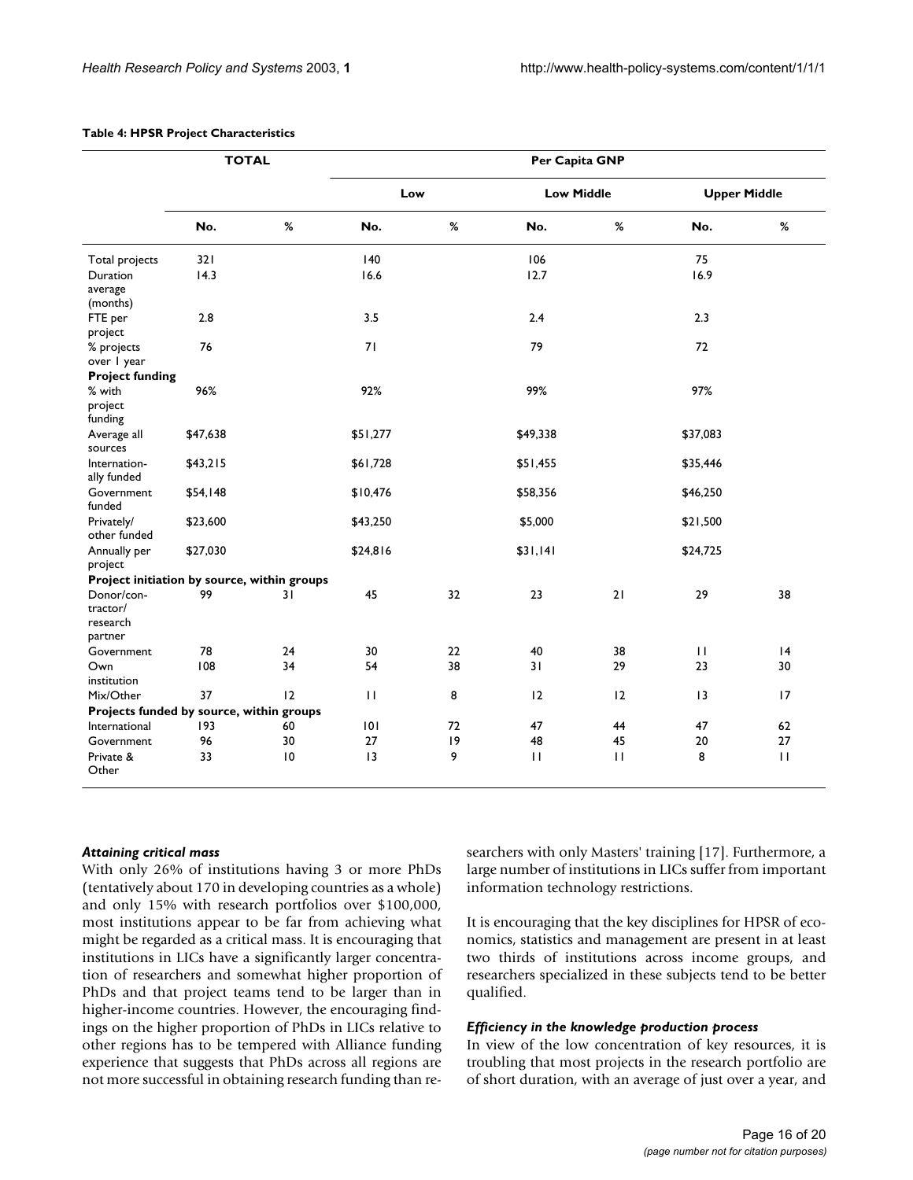**Table 4: HPSR Project Characteristics**

| | TOTAL | | Per Capita GNP | | | | | |
|---|---|---|---|---|---|---|---|---|
| | | | Low | | Low Middle | | Upper Middle | |
| | No. | % | No. | % | No. | % | No. | % |
| Total projects | 321 | | 140 | | 106 | | 75 | |
| Duration average (months) | 14.3 | | 16.6 | | 12.7 | | 16.9 | |
| FTE per project | 2.8 | | 3.5 | | 2.4 | | 2.3 | |
| % projects over 1 year | 76 | | 71 | | 79 | | 72 | |
| **Project funding** | | | | | | | | |
| % with project funding | 96% | | 92% | | 99% | | 97% | |
| Average all sources | $47,638 | | $51,277 | | $49,338 | | $37,083 | |
| Internation-ally funded | $43,215 | | $61,728 | | $51,455 | | $35,446 | |
| Government funded | $54,148 | | $10,476 | | $58,356 | | $46,250 | |
| Privately/ other funded | $23,600 | | $43,250 | | $5,000 | | $21,500 | |
| Annually per project | $27,030 | | $24,816 | | $31,141 | | $24,725 | |
| **Project initiation by source, within groups** | | | | | | | | |
| Donor/con-tractor/ research partner | 99 | 31 | 45 | 32 | 23 | 21 | 29 | 38 |
| Government | 78 | 24 | 30 | 22 | 40 | 38 | 11 | 14 |
| Own institution | 108 | 34 | 54 | 38 | 31 | 29 | 23 | 30 |
| Mix/Other | 37 | 12 | 11 | 8 | 12 | 12 | 13 | 17 |
| **Projects funded by source, within groups** | | | | | | | | |
| International | 193 | 60 | 101 | 72 | 47 | 44 | 47 | 62 |
| Government | 96 | 30 | 27 | 19 | 48 | 45 | 20 | 27 |
| Private & Other | 33 | 10 | 13 | 9 | 11 | 11 | 8 | 11 |

### *Attaining critical mass*

With only 26% of institutions having 3 or more PhDs (tentatively about 170 in developing countries as a whole) and only 15% with research portfolios over $100,000, most institutions appear to be far from achieving what might be regarded as a critical mass. It is encouraging that institutions in LICs have a significantly larger concentration of researchers and somewhat higher proportion of PhDs and that project teams tend to be larger than in higher-income countries. However, the encouraging findings on the higher proportion of PhDs in LICs relative to other regions has to be tempered with Alliance funding experience that suggests that PhDs across all regions are not more successful in obtaining research funding than researchers with only Masters' training [17]. Furthermore, a large number of institutions in LICs suffer from important information technology restrictions.

It is encouraging that the key disciplines for HPSR of economics, statistics and management are present in at least two thirds of institutions across income groups, and researchers specialized in these subjects tend to be better qualified.

### *Efficiency in the knowledge production process*

In view of the low concentration of key resources, it is troubling that most projects in the research portfolio are of short duration, with an average of just over a year, and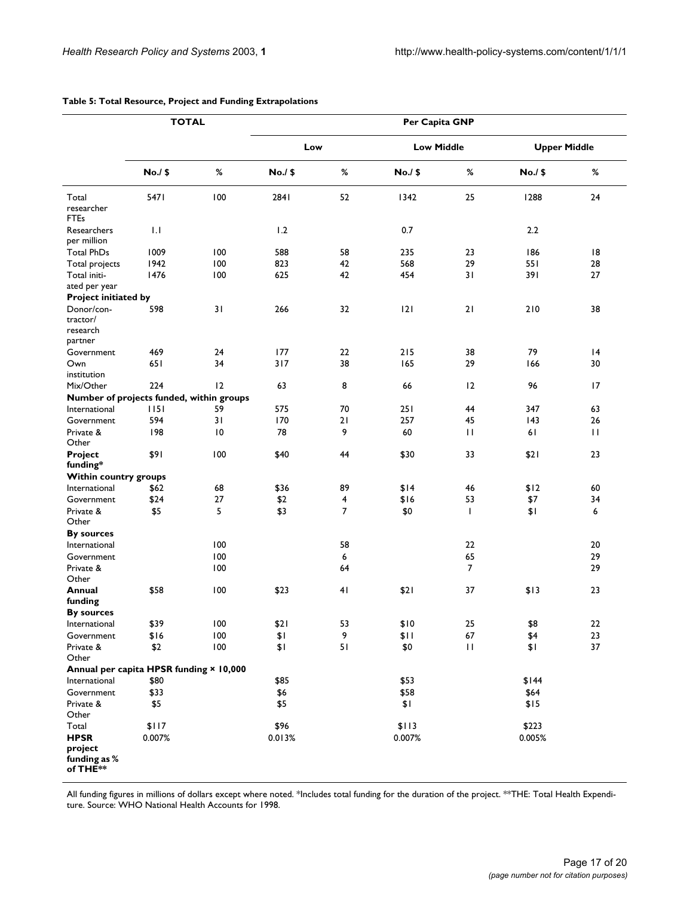**Table 5: Total Resource, Project and Funding Extrapolations**

| | TOTAL | | Per Capita GNP | | | | | |
|---|---|---|---|---|---|---|---|---|
| | | | Low | | Low Middle | | Upper Middle | |
| | No./ $ | % | No./ $ | % | No./ $ | % | No./ $ | % |
| Total researcher FTEs | 5471 | 100 | 2841 | 52 | 1342 | 25 | 1288 | 24 |
| Researchers per million | 1.1 | | 1.2 | | 0.7 | | 2.2 | |
| Total PhDs | 1009 | 100 | 588 | 58 | 235 | 23 | 186 | 18 |
| Total projects | 1942 | 100 | 823 | 42 | 568 | 29 | 551 | 28 |
| Total initiated per year | 1476 | 100 | 625 | 42 | 454 | 31 | 391 | 27 |
| **Project initiated by** | | | | | | | | |
| Donor/contractor/research partner | 598 | 31 | 266 | 32 | 121 | 21 | 210 | 38 |
| Government | 469 | 24 | 177 | 22 | 215 | 38 | 79 | 14 |
| Own institution | 651 | 34 | 317 | 38 | 165 | 29 | 166 | 30 |
| Mix/Other | 224 | 12 | 63 | 8 | 66 | 12 | 96 | 17 |
| **Number of projects funded, within groups** | | | | | | | | |
| International | 1151 | 59 | 575 | 70 | 251 | 44 | 347 | 63 |
| Government | 594 | 31 | 170 | 21 | 257 | 45 | 143 | 26 |
| Private & Other | 198 | 10 | 78 | 9 | 60 | 11 | 61 | 11 |
| **Project funding*** | $91 | 100 | $40 | 44 | $30 | 33 | $21 | 23 |
| **Within country groups** | | | | | | | | |
| International | $62 | 68 | $36 | 89 | $14 | 46 | $12 | 60 |
| Government | $24 | 27 | $2 | 4 | $16 | 53 | $7 | 34 |
| Private & Other | $5 | 5 | $3 | 7 | $0 | 1 | $1 | 6 |
| **By sources** | | | | | | | | |
| International | | 100 | | 58 | | 22 | | 20 |
| Government | | 100 | | 6 | | 65 | | 29 |
| Private & Other | | 100 | | 64 | | 7 | | 29 |
| **Annual funding** | $58 | 100 | $23 | 41 | $21 | 37 | $13 | 23 |
| **By sources** | | | | | | | | |
| International | $39 | 100 | $21 | 53 | $10 | 25 | $8 | 22 |
| Government | $16 | 100 | $1 | 9 | $11 | 67 | $4 | 23 |
| Private & Other | $2 | 100 | $1 | 51 | $0 | 11 | $1 | 37 |
| **Annual per capita HPSR funding × 10,000** | | | | | | | | |
| International | $80 | | $85 | | $53 | | $144 | |
| Government | $33 | | $6 | | $58 | | $64 | |
| Private & Other | $5 | | $5 | | $1 | | $15 | |
| Total | $117 | | $96 | | $113 | | $223 | |
| **HPSR project funding as % of THE**** | 0.007% | | 0.013% | | 0.007% | | 0.005% | |

All funding figures in millions of dollars except where noted. *Includes total funding for the duration of the project. **THE: Total Health Expenditure. Source: WHO National Health Accounts for 1998.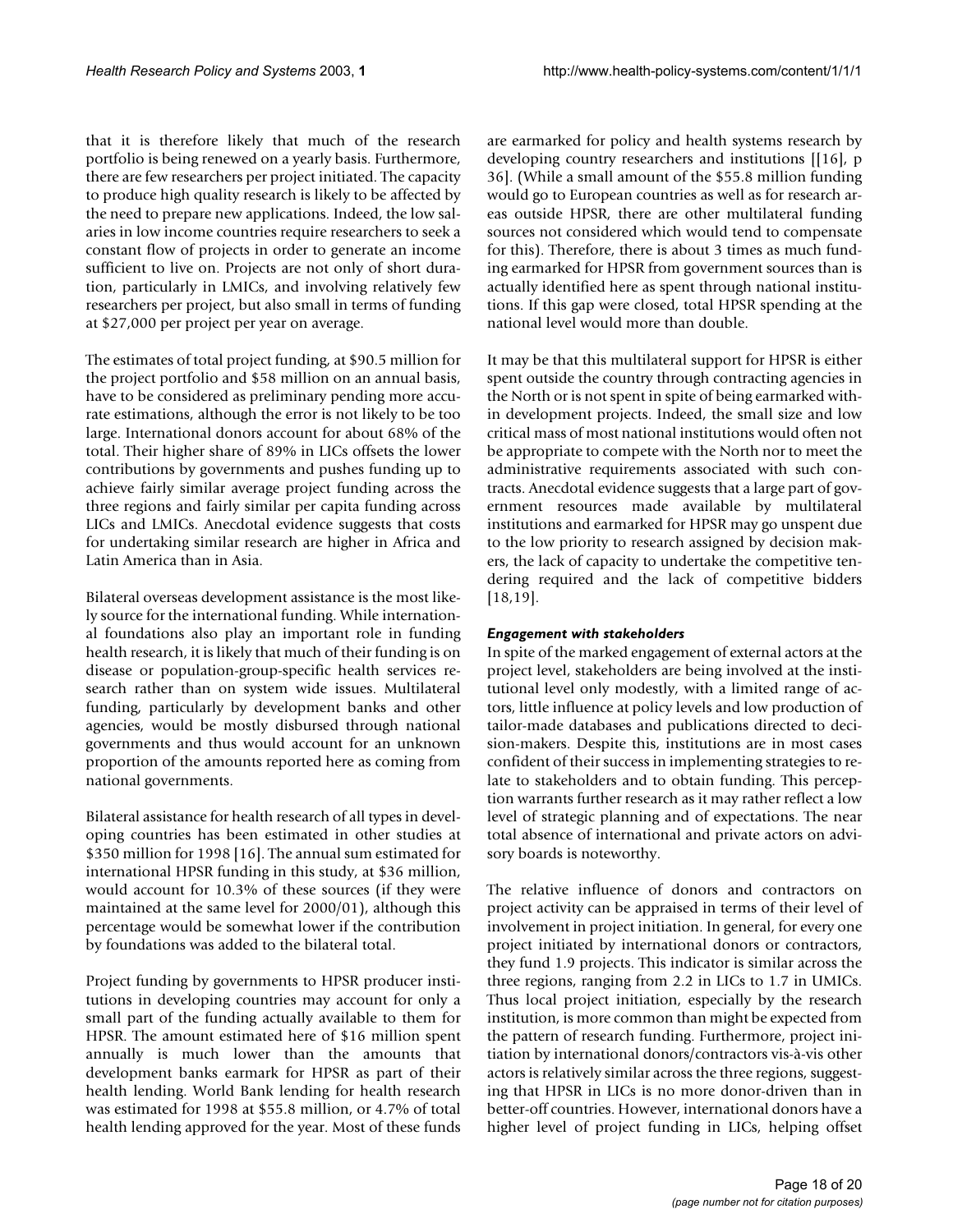that it is therefore likely that much of the research portfolio is being renewed on a yearly basis. Furthermore, there are few researchers per project initiated. The capacity to produce high quality research is likely to be affected by the need to prepare new applications. Indeed, the low salaries in low income countries require researchers to seek a constant flow of projects in order to generate an income sufficient to live on. Projects are not only of short duration, particularly in LMICs, and involving relatively few researchers per project, but also small in terms of funding at $27,000 per project per year on average.

The estimates of total project funding, at $90.5 million for the project portfolio and $58 million on an annual basis, have to be considered as preliminary pending more accurate estimations, although the error is not likely to be too large. International donors account for about 68% of the total. Their higher share of 89% in LICs offsets the lower contributions by governments and pushes funding up to achieve fairly similar average project funding across the three regions and fairly similar per capita funding across LICs and LMICs. Anecdotal evidence suggests that costs for undertaking similar research are higher in Africa and Latin America than in Asia.

Bilateral overseas development assistance is the most likely source for the international funding. While international foundations also play an important role in funding health research, it is likely that much of their funding is on disease or population-group-specific health services research rather than on system wide issues. Multilateral funding, particularly by development banks and other agencies, would be mostly disbursed through national governments and thus would account for an unknown proportion of the amounts reported here as coming from national governments.

Bilateral assistance for health research of all types in developing countries has been estimated in other studies at $350 million for 1998 [16]. The annual sum estimated for international HPSR funding in this study, at $36 million, would account for 10.3% of these sources (if they were maintained at the same level for 2000/01), although this percentage would be somewhat lower if the contribution by foundations was added to the bilateral total.

Project funding by governments to HPSR producer institutions in developing countries may account for only a small part of the funding actually available to them for HPSR. The amount estimated here of $16 million spent annually is much lower than the amounts that development banks earmark for HPSR as part of their health lending. World Bank lending for health research was estimated for 1998 at $55.8 million, or 4.7% of total health lending approved for the year. Most of these funds are earmarked for policy and health systems research by developing country researchers and institutions [[16], p 36]. (While a small amount of the $55.8 million funding would go to European countries as well as for research areas outside HPSR, there are other multilateral funding sources not considered which would tend to compensate for this). Therefore, there is about 3 times as much funding earmarked for HPSR from government sources than is actually identified here as spent through national institutions. If this gap were closed, total HPSR spending at the national level would more than double.

It may be that this multilateral support for HPSR is either spent outside the country through contracting agencies in the North or is not spent in spite of being earmarked within development projects. Indeed, the small size and low critical mass of most national institutions would often not be appropriate to compete with the North nor to meet the administrative requirements associated with such contracts. Anecdotal evidence suggests that a large part of government resources made available by multilateral institutions and earmarked for HPSR may go unspent due to the low priority to research assigned by decision makers, the lack of capacity to undertake the competitive tendering required and the lack of competitive bidders [18,19].

#### *Engagement with stakeholders*

In spite of the marked engagement of external actors at the project level, stakeholders are being involved at the institutional level only modestly, with a limited range of actors, little influence at policy levels and low production of tailor-made databases and publications directed to decision-makers. Despite this, institutions are in most cases confident of their success in implementing strategies to relate to stakeholders and to obtain funding. This perception warrants further research as it may rather reflect a low level of strategic planning and of expectations. The near total absence of international and private actors on advisory boards is noteworthy.

The relative influence of donors and contractors on project activity can be appraised in terms of their level of involvement in project initiation. In general, for every one project initiated by international donors or contractors, they fund 1.9 projects. This indicator is similar across the three regions, ranging from 2.2 in LICs to 1.7 in UMICs. Thus local project initiation, especially by the research institution, is more common than might be expected from the pattern of research funding. Furthermore, project initiation by international donors/contractors vis-à-vis other actors is relatively similar across the three regions, suggesting that HPSR in LICs is no more donor-driven than in better-off countries. However, international donors have a higher level of project funding in LICs, helping offset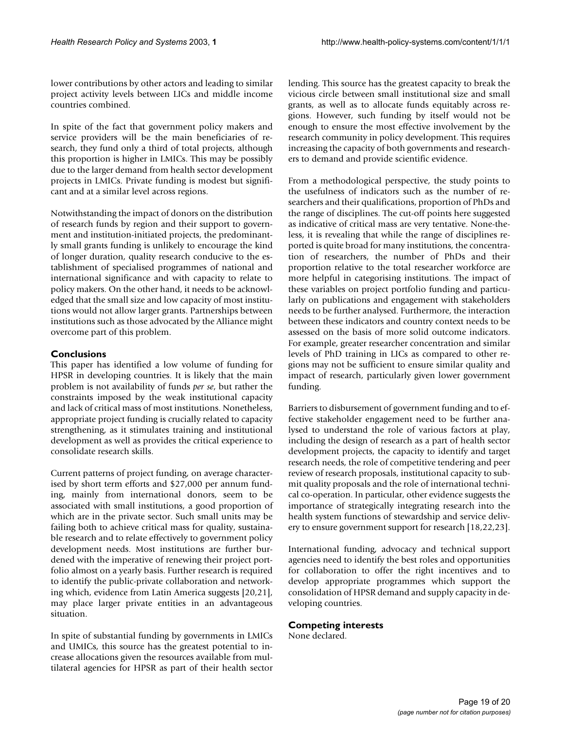lower contributions by other actors and leading to similar project activity levels between LICs and middle income countries combined.

In spite of the fact that government policy makers and service providers will be the main beneficiaries of research, they fund only a third of total projects, although this proportion is higher in LMICs. This may be possibly due to the larger demand from health sector development projects in LMICs. Private funding is modest but significant and at a similar level across regions.

Notwithstanding the impact of donors on the distribution of research funds by region and their support to government and institution-initiated projects, the predominantly small grants funding is unlikely to encourage the kind of longer duration, quality research conducive to the establishment of specialised programmes of national and international significance and with capacity to relate to policy makers. On the other hand, it needs to be acknowledged that the small size and low capacity of most institutions would not allow larger grants. Partnerships between institutions such as those advocated by the Alliance might overcome part of this problem.

## Conclusions

This paper has identified a low volume of funding for HPSR in developing countries. It is likely that the main problem is not availability of funds *per se*, but rather the constraints imposed by the weak institutional capacity and lack of critical mass of most institutions. Nonetheless, appropriate project funding is crucially related to capacity strengthening, as it stimulates training and institutional development as well as provides the critical experience to consolidate research skills.

Current patterns of project funding, on average characterised by short term efforts and $27,000 per annum funding, mainly from international donors, seem to be associated with small institutions, a good proportion of which are in the private sector. Such small units may be failing both to achieve critical mass for quality, sustainable research and to relate effectively to government policy development needs. Most institutions are further burdened with the imperative of renewing their project portfolio almost on a yearly basis. Further research is required to identify the public-private collaboration and networking which, evidence from Latin America suggests [20,21], may place larger private entities in an advantageous situation.

In spite of substantial funding by governments in LMICs and UMICs, this source has the greatest potential to increase allocations given the resources available from multilateral agencies for HPSR as part of their health sector lending. This source has the greatest capacity to break the vicious circle between small institutional size and small grants, as well as to allocate funds equitably across regions. However, such funding by itself would not be enough to ensure the most effective involvement by the research community in policy development. This requires increasing the capacity of both governments and researchers to demand and provide scientific evidence.

From a methodological perspective, the study points to the usefulness of indicators such as the number of researchers and their qualifications, proportion of PhDs and the range of disciplines. The cut-off points here suggested as indicative of critical mass are very tentative. None-theless, it is revealing that while the range of disciplines reported is quite broad for many institutions, the concentration of researchers, the number of PhDs and their proportion relative to the total researcher workforce are more helpful in categorising institutions. The impact of these variables on project portfolio funding and particularly on publications and engagement with stakeholders needs to be further analysed. Furthermore, the interaction between these indicators and country context needs to be assessed on the basis of more solid outcome indicators. For example, greater researcher concentration and similar levels of PhD training in LICs as compared to other regions may not be sufficient to ensure similar quality and impact of research, particularly given lower government funding.

Barriers to disbursement of government funding and to effective stakeholder engagement need to be further analysed to understand the role of various factors at play, including the design of research as a part of health sector development projects, the capacity to identify and target research needs, the role of competitive tendering and peer review of research proposals, institutional capacity to submit quality proposals and the role of international technical co-operation. In particular, other evidence suggests the importance of strategically integrating research into the health system functions of stewardship and service delivery to ensure government support for research [18,22,23].

International funding, advocacy and technical support agencies need to identify the best roles and opportunities for collaboration to offer the right incentives and to develop appropriate programmes which support the consolidation of HPSR demand and supply capacity in developing countries.

## Competing interests

None declared.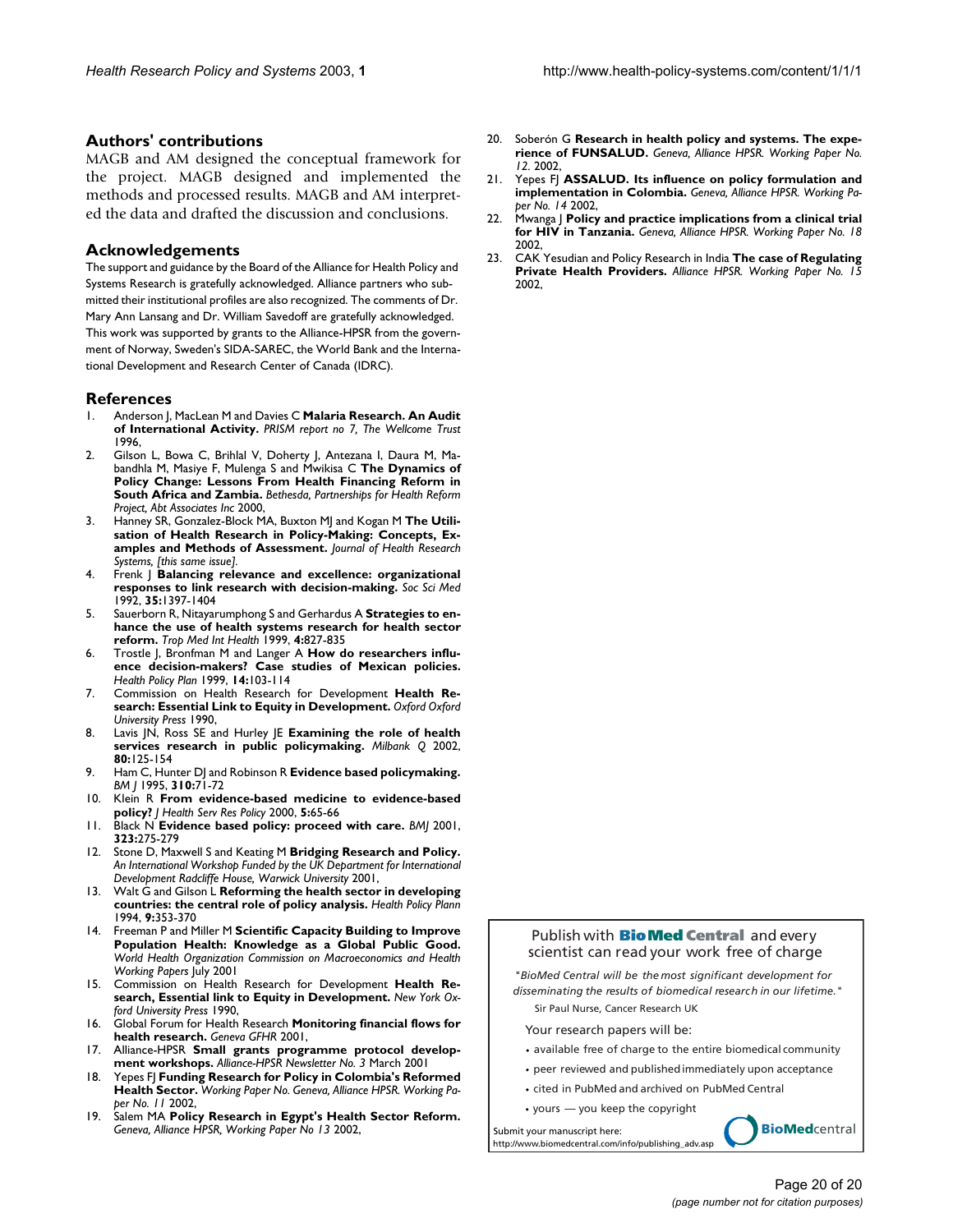## Authors' contributions

MAGB and AM designed the conceptual framework for the project. MAGB designed and implemented the methods and processed results. MAGB and AM interpreted the data and drafted the discussion and conclusions.

## Acknowledgements

The support and guidance by the Board of the Alliance for Health Policy and Systems Research is gratefully acknowledged. Alliance partners who submitted their institutional profiles are also recognized. The comments of Dr. Mary Ann Lansang and Dr. William Savedoff are gratefully acknowledged. This work was supported by grants to the Alliance-HPSR from the government of Norway, Sweden's SIDA-SAREC, the World Bank and the International Development and Research Center of Canada (IDRC).

## References

1. Anderson J, MacLean M and Davies C **Malaria Research. An Audit of International Activity.** *PRISM report no 7, The Wellcome Trust* 1996,
2. Gilson L, Bowa C, Brihlal V, Doherty J, Antezana I, Daura M, Mabandhla M, Masiye F, Mulenga S and Mwikisa C **The Dynamics of Policy Change: Lessons From Health Financing Reform in South Africa and Zambia.** *Bethesda, Partnerships for Health Reform Project, Abt Associates Inc* 2000,
3. Hanney SR, Gonzalez-Block MA, Buxton MJ and Kogan M **The Utilisation of Health Research in Policy-Making: Concepts, Examples and Methods of Assessment.** *Journal of Health Research Systems, [this same issue].*
4. Frenk J **Balancing relevance and excellence: organizational responses to link research with decision-making.** *Soc Sci Med* 1992, **35:**1397-1404
5. Sauerborn R, Nitayarumphong S and Gerhardus A **Strategies to enhance the use of health systems research for health sector reform.** *Trop Med Int Health* 1999, **4:**827-835
6. Trostle J, Bronfman M and Langer A **How do researchers influence decision-makers? Case studies of Mexican policies.** *Health Policy Plan* 1999, **14:**103-114
7. Commission on Health Research for Development **Health Research: Essential Link to Equity in Development.** *Oxford Oxford University Press* 1990,
8. Lavis JN, Ross SE and Hurley JE **Examining the role of health services research in public policymaking.** *Milbank Q* 2002, **80:**125-154
9. Ham C, Hunter DJ and Robinson R **Evidence based policymaking.** *BM J* 1995, **310:**71-72
10. Klein R **From evidence-based medicine to evidence-based policy?** *J Health Serv Res Policy* 2000, **5:**65-66
11. Black N **Evidence based policy: proceed with care.** *BMJ* 2001, **323:**275-279
12. Stone D, Maxwell S and Keating M **Bridging Research and Policy.** *An International Workshop Funded by the UK Department for International Development Radcliffe House, Warwick University* 2001,
13. Walt G and Gilson L **Reforming the health sector in developing countries: the central role of policy analysis.** *Health Policy Plann* 1994, **9:**353-370
14. Freeman P and Miller M **Scientific Capacity Building to Improve Population Health: Knowledge as a Global Public Good.** *World Health Organization Commission on Macroeconomics and Health Working Papers* July 2001
15. Commission on Health Research for Development **Health Research, Essential link to Equity in Development.** *New York Oxford University Press* 1990,
16. Global Forum for Health Research **Monitoring financial flows for health research.** *Geneva GFHR* 2001,
17. Alliance-HPSR **Small grants programme protocol development workshops.** *Alliance-HPSR Newsletter No. 3* March 2001
18. Yepes FJ **Funding Research for Policy in Colombia's Reformed Health Sector.** *Working Paper No. Geneva, Alliance HPSR. Working Paper No. 11* 2002,
19. Salem MA **Policy Research in Egypt's Health Sector Reform.** *Geneva, Alliance HPSR, Working Paper No 13* 2002,
20. Soberón G **Research in health policy and systems. The experience of FUNSALUD.** *Geneva, Alliance HPSR. Working Paper No. 12.* 2002,
21. Yepes FJ **ASSALUD. Its influence on policy formulation and implementation in Colombia.** *Geneva, Alliance HPSR. Working Paper No. 14* 2002,
22. Mwanga J **Policy and practice implications from a clinical trial for HIV in Tanzania.** *Geneva, Alliance HPSR. Working Paper No. 18* 2002,
23. CAK Yesudian and Policy Research in India **The case of Regulating Private Health Providers.** *Alliance HPSR. Working Paper No. 15* 2002,

Publish with **BioMed Central** and every scientist can read your work free of charge

*"BioMed Central will be the most significant development for disseminating the results of biomedical research in our lifetime."*
Sir Paul Nurse, Cancer Research UK

Your research papers will be:

- available free of charge to the entire biomedical community
- peer reviewed and published immediately upon acceptance
- cited in PubMed and archived on PubMed Central
- yours — you keep the copyright

Submit your manuscript here:
http://www.biomedcentral.com/info/publishing_adv.asp

BioMedcentral